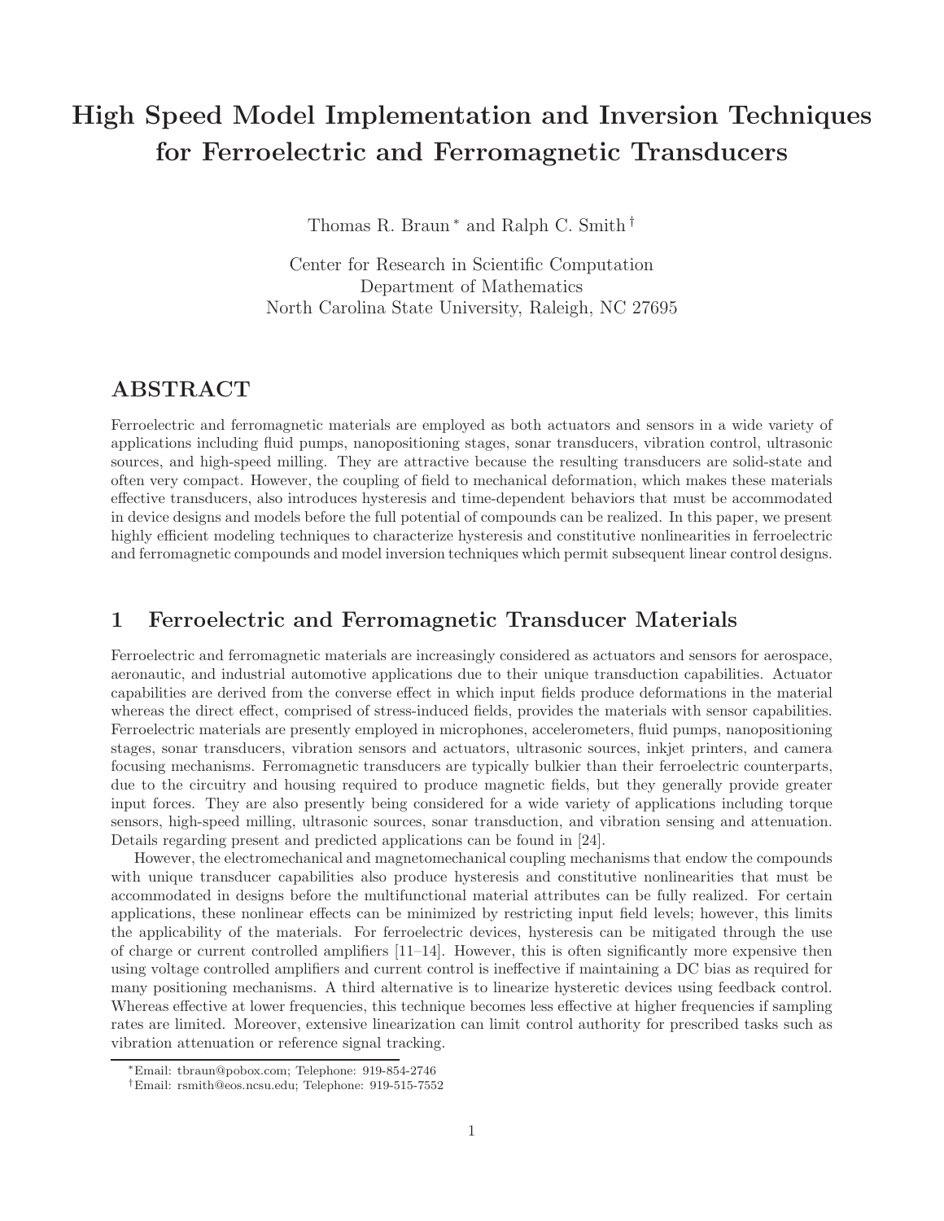# High Speed Model Implementation and Inversion Techniques for Ferroelectric and Ferromagnetic Transducers

Thomas R. Braun [*] and Ralph C. Smith [†]

Center for Research in Scientific Computation
Department of Mathematics
North Carolina State University, Raleigh, NC 27695

## ABSTRACT

Ferroelectric and ferromagnetic materials are employed as both actuators and sensors in a wide variety of applications including fluid pumps, nanopositioning stages, sonar transducers, vibration control, ultrasonic sources, and high-speed milling. They are attractive because the resulting transducers are solid-state and often very compact. However, the coupling of field to mechanical deformation, which makes these materials effective transducers, also introduces hysteresis and time-dependent behaviors that must be accommodated in device designs and models before the full potential of compounds can be realized. In this paper, we present highly efficient modeling techniques to characterize hysteresis and constitutive nonlinearities in ferroelectric and ferromagnetic compounds and model inversion techniques which permit subsequent linear control designs.

## 1 Ferroelectric and Ferromagnetic Transducer Materials

Ferroelectric and ferromagnetic materials are increasingly considered as actuators and sensors for aerospace, aeronautic, and industrial automotive applications due to their unique transduction capabilities. Actuator capabilities are derived from the converse effect in which input fields produce deformations in the material whereas the direct effect, comprised of stress-induced fields, provides the materials with sensor capabilities. Ferroelectric materials are presently employed in microphones, accelerometers, fluid pumps, nanopositioning stages, sonar transducers, vibration sensors and actuators, ultrasonic sources, inkjet printers, and camera focusing mechanisms. Ferromagnetic transducers are typically bulkier than their ferroelectric counterparts, due to the circuitry and housing required to produce magnetic fields, but they generally provide greater input forces. They are also presently being considered for a wide variety of applications including torque sensors, high-speed milling, ultrasonic sources, sonar transduction, and vibration sensing and attenuation. Details regarding present and predicted applications can be found in [24].

However, the electromechanical and magnetomechanical coupling mechanisms that endow the compounds with unique transducer capabilities also produce hysteresis and constitutive nonlinearities that must be accommodated in designs before the multifunctional material attributes can be fully realized. For certain applications, these nonlinear effects can be minimized by restricting input field levels; however, this limits the applicability of the materials. For ferroelectric devices, hysteresis can be mitigated through the use of charge or current controlled amplifiers [11–14]. However, this is often significantly more expensive then using voltage controlled amplifiers and current control is ineffective if maintaining a DC bias as required for many positioning mechanisms. A third alternative is to linearize hysteretic devices using feedback control. Whereas effective at lower frequencies, this technique becomes less effective at higher frequencies if sampling rates are limited. Moreover, extensive linearization can limit control authority for prescribed tasks such as vibration attenuation or reference signal tracking.

[*] Email: tbraun@pobox.com; Telephone: 919-854-2746

[†] Email: rsmith@eos.ncsu.edu; Telephone: 919-515-7552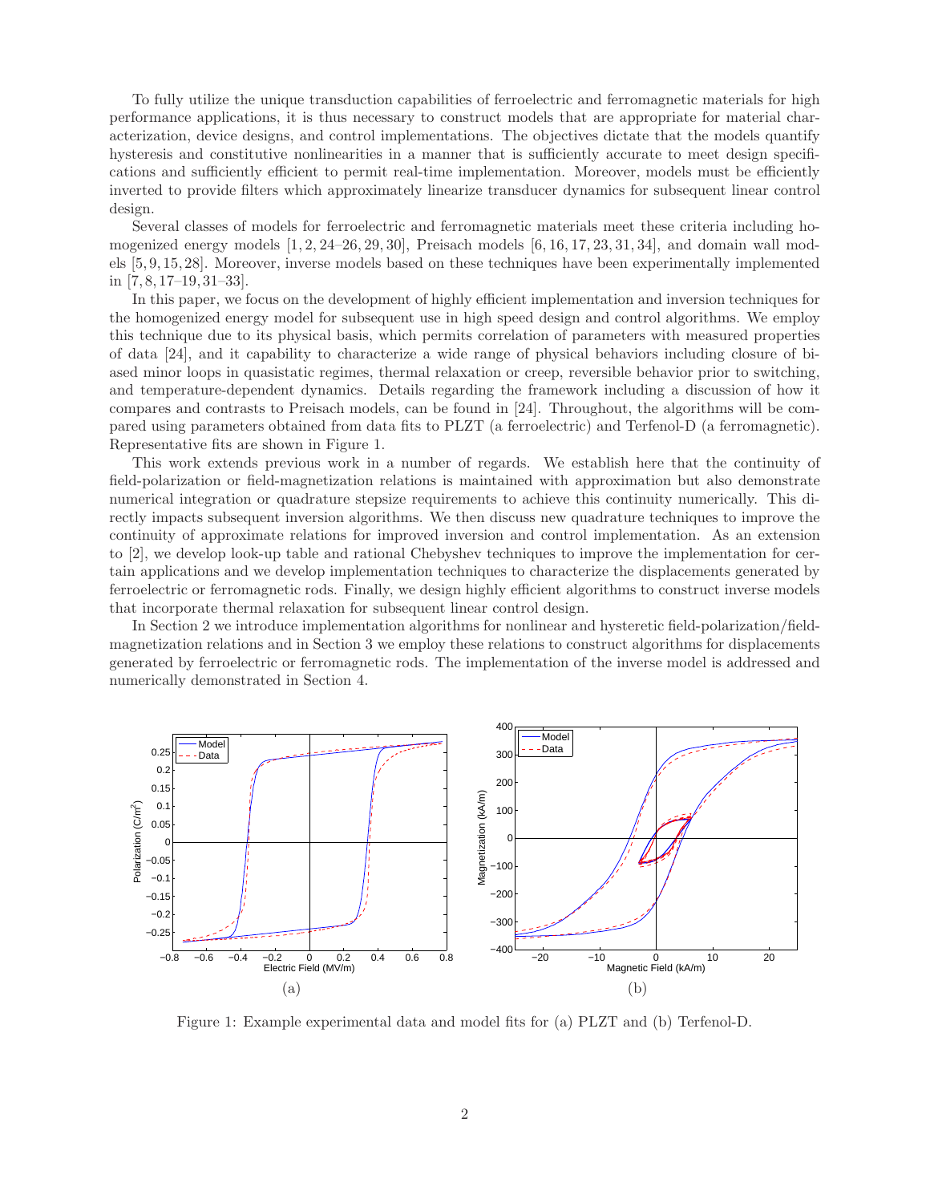To fully utilize the unique transduction capabilities of ferroelectric and ferromagnetic materials for high performance applications, it is thus necessary to construct models that are appropriate for material characterization, device designs, and control implementations. The objectives dictate that the models quantify hysteresis and constitutive nonlinearities in a manner that is sufficiently accurate to meet design specifications and sufficiently efficient to permit real-time implementation. Moreover, models must be efficiently inverted to provide filters which approximately linearize transducer dynamics for subsequent linear control design.

Several classes of models for ferroelectric and ferromagnetic materials meet these criteria including homogenized energy models [1, 2, 24–26, 29, 30], Preisach models [6, 16, 17, 23, 31, 34], and domain wall models [5, 9, 15, 28]. Moreover, inverse models based on these techniques have been experimentally implemented in [7, 8, 17–19, 31–33].

In this paper, we focus on the development of highly efficient implementation and inversion techniques for the homogenized energy model for subsequent use in high speed design and control algorithms. We employ this technique due to its physical basis, which permits correlation of parameters with measured properties of data [24], and it capability to characterize a wide range of physical behaviors including closure of biased minor loops in quasistatic regimes, thermal relaxation or creep, reversible behavior prior to switching, and temperature-dependent dynamics. Details regarding the framework including a discussion of how it compares and contrasts to Preisach models, can be found in [24]. Throughout, the algorithms will be compared using parameters obtained from data fits to PLZT (a ferroelectric) and Terfenol-D (a ferromagnetic). Representative fits are shown in Figure 1.

This work extends previous work in a number of regards. We establish here that the continuity of field-polarization or field-magnetization relations is maintained with approximation but also demonstrate numerical integration or quadrature stepsize requirements to achieve this continuity numerically. This directly impacts subsequent inversion algorithms. We then discuss new quadrature techniques to improve the continuity of approximate relations for improved inversion and control implementation. As an extension to [2], we develop look-up table and rational Chebyshev techniques to improve the implementation for certain applications and we develop implementation techniques to characterize the displacements generated by ferroelectric or ferromagnetic rods. Finally, we design highly efficient algorithms to construct inverse models that incorporate thermal relaxation for subsequent linear control design.

In Section 2 we introduce implementation algorithms for nonlinear and hysteretic field-polarization/field-magnetization relations and in Section 3 we employ these relations to construct algorithms for displacements generated by ferroelectric or ferromagnetic rods. The implementation of the inverse model is addressed and numerically demonstrated in Section 4.

Figure 1: Example experimental data and model fits for (a) PLZT and (b) Terfenol-D.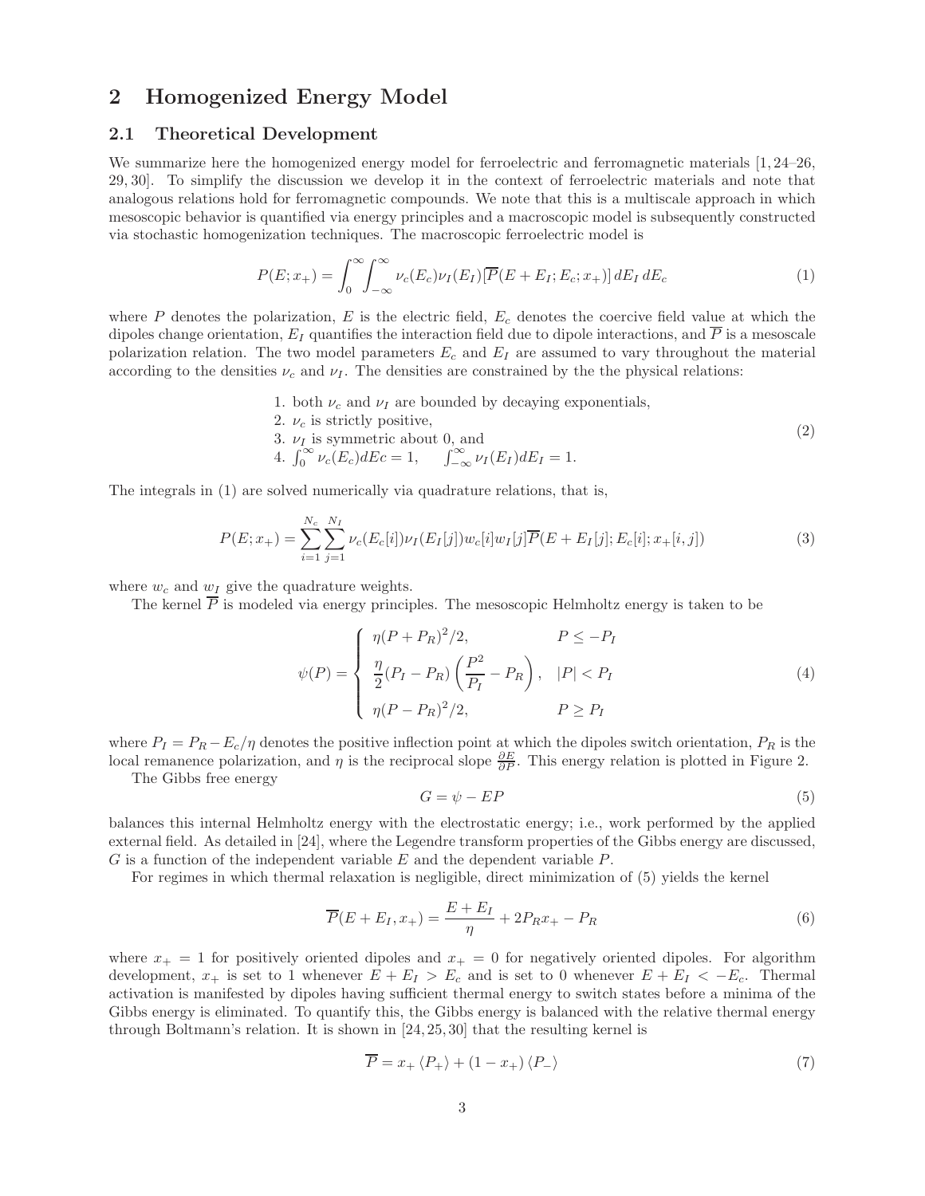## 2 Homogenized Energy Model

### 2.1 Theoretical Development

We summarize here the homogenized energy model for ferroelectric and ferromagnetic materials [1, 24–26, 29, 30]. To simplify the discussion we develop it in the context of ferroelectric materials and note that analogous relations hold for ferromagnetic compounds. We note that this is a multiscale approach in which mesoscopic behavior is quantified via energy principles and a macroscopic model is subsequently constructed via stochastic homogenization techniques. The macroscopic ferroelectric model is

$$P(E;x_+) = \int_0^\infty \int_{-\infty}^\infty \nu_c(E_c)\nu_I(E_I)[\overline{P}(E+E_I;E_c;x_+)]\,dE_I\,dE_c \tag{1}$$

where $P$ denotes the polarization, $E$ is the electric field, $E_c$ denotes the coercive field value at which the dipoles change orientation, $E_I$ quantifies the interaction field due to dipole interactions, and $\overline{P}$ is a mesoscale polarization relation. The two model parameters $E_c$ and $E_I$ are assumed to vary throughout the material according to the densities $\nu_c$ and $\nu_I$. The densities are constrained by the the physical relations:

$$\begin{array}{l}
1. \text{ both } \nu_c \text{ and } \nu_I \text{ are bounded by decaying exponentials,} \\
2. \ \nu_c \text{ is strictly positive,} \\
3. \ \nu_I \text{ is symmetric about 0, and} \\
4. \ \int_0^\infty \nu_c(E_c)dEc = 1, \qquad \int_{-\infty}^\infty \nu_I(E_I)dE_I = 1.
\end{array} \tag{2}$$

The integrals in (1) are solved numerically via quadrature relations, that is,

$$P(E;x_+) = \sum_{i=1}^{N_c}\sum_{j=1}^{N_I} \nu_c(E_c[i])\nu_I(E_I[j])w_c[i]w_I[j]\overline{P}(E+E_I[j];E_c[i];x_+[i,j]) \tag{3}$$

where $w_c$ and $w_I$ give the quadrature weights.

The kernel $\overline{P}$ is modeled via energy principles. The mesoscopic Helmholtz energy is taken to be

$$\psi(P) = \begin{cases} \eta(P+P_R)^2/2, & P \le -P_I \\ \dfrac{\eta}{2}(P_I - P_R)\left(\dfrac{P^2}{P_I} - P_R\right), & |P| < P_I \\ \eta(P-P_R)^2/2, & P \ge P_I \end{cases} \tag{4}$$

where $P_I = P_R - E_c/\eta$ denotes the positive inflection point at which the dipoles switch orientation, $P_R$ is the local remanence polarization, and $\eta$ is the reciprocal slope $\frac{\partial E}{\partial P}$. This energy relation is plotted in Figure 2.

The Gibbs free energy

$$G = \psi - EP \tag{5}$$

balances this internal Helmholtz energy with the electrostatic energy; i.e., work performed by the applied external field. As detailed in [24], where the Legendre transform properties of the Gibbs energy are discussed, $G$ is a function of the independent variable $E$ and the dependent variable $P$.

For regimes in which thermal relaxation is negligible, direct minimization of (5) yields the kernel

$$\overline{P}(E+E_I, x_+) = \frac{E+E_I}{\eta} + 2P_Rx_+ - P_R \tag{6}$$

where $x_+ = 1$ for positively oriented dipoles and $x_+ = 0$ for negatively oriented dipoles. For algorithm development, $x_+$ is set to 1 whenever $E + E_I > E_c$ and is set to 0 whenever $E + E_I < -E_c$. Thermal activation is manifested by dipoles having sufficient thermal energy to switch states before a minima of the Gibbs energy is eliminated. To quantify this, the Gibbs energy is balanced with the relative thermal energy through Boltmann's relation. It is shown in [24, 25, 30] that the resulting kernel is

$$\overline{P} = x_+\langle P_+\rangle + (1-x_+)\langle P_-\rangle \tag{7}$$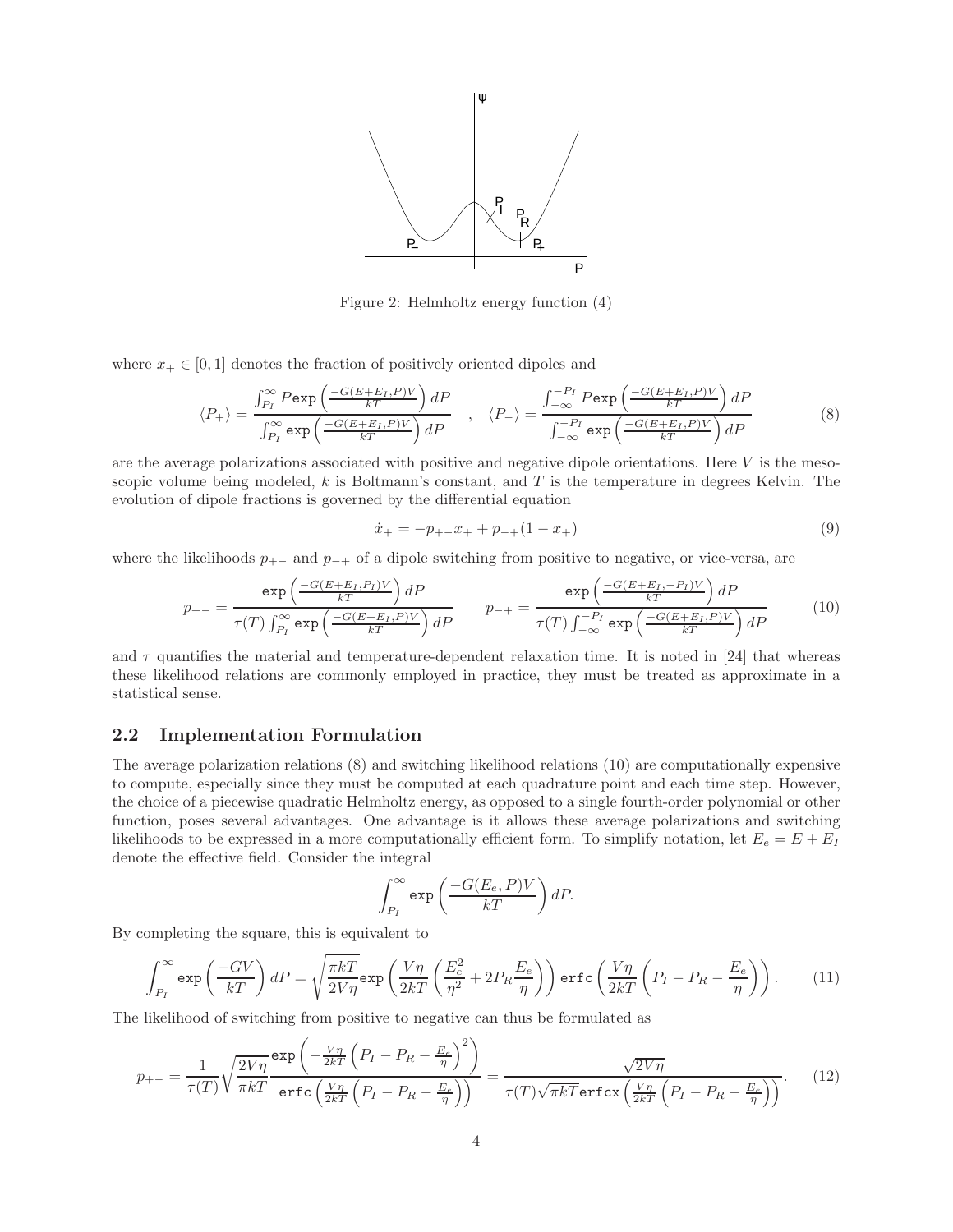Figure 2: Helmholtz energy function (4)

where $x_+ \in [0,1]$ denotes the fraction of positively oriented dipoles and

$$
\langle P_+ \rangle = \frac{\int_{P_I}^{\infty} P \texttt{exp}\left(\frac{-G(E+E_I,P)V}{kT}\right) dP}{\int_{P_I}^{\infty} \texttt{exp}\left(\frac{-G(E+E_I,P)V}{kT}\right) dP} \quad , \quad \langle P_- \rangle = \frac{\int_{-\infty}^{-P_I} P \texttt{exp}\left(\frac{-G(E+E_I,P)V}{kT}\right) dP}{\int_{-\infty}^{-P_I} \texttt{exp}\left(\frac{-G(E+E_I,P)V}{kT}\right) dP} \tag{8}
$$

are the average polarizations associated with positive and negative dipole orientations. Here $V$ is the mesoscopic volume being modeled, $k$ is Boltmann's constant, and $T$ is the temperature in degrees Kelvin. The evolution of dipole fractions is governed by the differential equation

$$
\dot{x}_+ = -p_{+-}x_+ + p_{-+}(1 - x_+) \tag{9}
$$

where the likelihoods $p_{+-}$ and $p_{-+}$ of a dipole switching from positive to negative, or vice-versa, are

$$
p_{+-} = \frac{\texttt{exp}\left(\frac{-G(E+E_I,P_I)V}{kT}\right) dP}{\tau(T)\int_{P_I}^{\infty} \texttt{exp}\left(\frac{-G(E+E_I,P)V}{kT}\right) dP} \qquad p_{-+} = \frac{\texttt{exp}\left(\frac{-G(E+E_I,-P_I)V}{kT}\right) dP}{\tau(T)\int_{-\infty}^{-P_I} \texttt{exp}\left(\frac{-G(E+E_I,P)V}{kT}\right) dP} \tag{10}
$$

and $\tau$ quantifies the material and temperature-dependent relaxation time. It is noted in [24] that whereas these likelihood relations are commonly employed in practice, they must be treated as approximate in a statistical sense.

## 2.2 Implementation Formulation

The average polarization relations (8) and switching likelihood relations (10) are computationally expensive to compute, especially since they must be computed at each quadrature point and each time step. However, the choice of a piecewise quadratic Helmholtz energy, as opposed to a single fourth-order polynomial or other function, poses several advantages. One advantage is it allows these average polarizations and switching likelihoods to be expressed in a more computationally efficient form. To simplify notation, let $E_e = E + E_I$ denote the effective field. Consider the integral

$$
\int_{P_I}^{\infty} \texttt{exp}\left(\frac{-G(E_e,P)V}{kT}\right) dP.
$$

By completing the square, this is equivalent to

$$
\int_{P_I}^{\infty} \texttt{exp}\left(\frac{-GV}{kT}\right) dP = \sqrt{\frac{\pi kT}{2V\eta}} \texttt{exp}\left(\frac{V\eta}{2kT}\left(\frac{E_e^2}{\eta^2} + 2P_R\frac{E_e}{\eta}\right)\right) \texttt{erfc}\left(\frac{V\eta}{2kT}\left(P_I - P_R - \frac{E_e}{\eta}\right)\right). \tag{11}
$$

The likelihood of switching from positive to negative can thus be formulated as

$$
p_{+-} = \frac{1}{\tau(T)}\sqrt{\frac{2V\eta}{\pi kT}} \frac{\texttt{exp}\left(-\frac{V\eta}{2kT}\left(P_I - P_R - \frac{E_e}{\eta}\right)^2\right)}{\texttt{erfc}\left(\frac{V\eta}{2kT}\left(P_I - P_R - \frac{E_e}{\eta}\right)\right)} = \frac{\sqrt{2V\eta}}{\tau(T)\sqrt{\pi kT}\texttt{erfcx}\left(\frac{V\eta}{2kT}\left(P_I - P_R - \frac{E_e}{\eta}\right)\right)}. \tag{12}
$$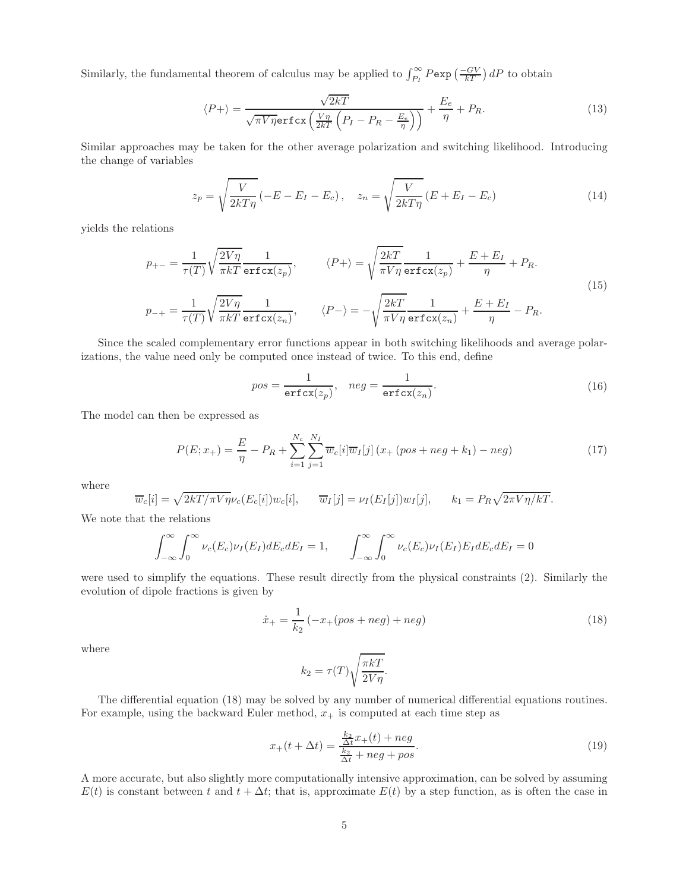Similarly, the fundamental theorem of calculus may be applied to $\int_{P_I}^{\infty} P\texttt{exp}\left(\frac{-GV}{kT}\right)dP$ to obtain

$$\langle P+\rangle = \frac{\sqrt{2kT}}{\sqrt{\pi V\eta}\,\texttt{erfcx}\left(\frac{V\eta}{2kT}\left(P_I - P_R - \frac{E_e}{\eta}\right)\right)} + \frac{E_e}{\eta} + P_R. \tag{13}$$

Similar approaches may be taken for the other average polarization and switching likelihood. Introducing the change of variables

$$z_p = \sqrt{\frac{V}{2kT\eta}}\left(-E - E_I - E_c\right), \quad z_n = \sqrt{\frac{V}{2kT\eta}}\left(E + E_I - E_c\right) \tag{14}$$

yields the relations

$$\begin{aligned}
p_{+-} &= \frac{1}{\tau(T)}\sqrt{\frac{2V\eta}{\pi kT}}\frac{1}{\texttt{erfcx}(z_p)}, \qquad \langle P+\rangle = \sqrt{\frac{2kT}{\pi V\eta}}\frac{1}{\texttt{erfcx}(z_p)} + \frac{E+E_I}{\eta} + P_R. \\
p_{-+} &= \frac{1}{\tau(T)}\sqrt{\frac{2V\eta}{\pi kT}}\frac{1}{\texttt{erfcx}(z_n)}, \qquad \langle P-\rangle = -\sqrt{\frac{2kT}{\pi V\eta}}\frac{1}{\texttt{erfcx}(z_n)} + \frac{E+E_I}{\eta} - P_R.
\end{aligned} \tag{15}$$

Since the scaled complementary error functions appear in both switching likelihoods and average polarizations, the value need only be computed once instead of twice. To this end, define

$$pos = \frac{1}{\texttt{erfcx}(z_p)}, \quad neg = \frac{1}{\texttt{erfcx}(z_n)}. \tag{16}$$

The model can then be expressed as

$$P(E; x_+) = \frac{E}{\eta} - P_R + \sum_{i=1}^{N_c}\sum_{j=1}^{N_I} \overline{w}_c[i]\overline{w}_I[j]\left(x_+\left(pos + neg + k_1\right) - neg\right) \tag{17}$$

where

$$\overline{w}_c[i] = \sqrt{2kT/\pi V\eta}\,\nu_c(E_c[i])w_c[i], \qquad \overline{w}_I[j] = \nu_I(E_I[j])w_I[j], \qquad k_1 = P_R\sqrt{2\pi V\eta/kT}.$$

We note that the relations

$$\int_{-\infty}^{\infty}\int_0^{\infty}\nu_c(E_c)\nu_I(E_I)dE_c dE_I = 1, \qquad \int_{-\infty}^{\infty}\int_0^{\infty}\nu_c(E_c)\nu_I(E_I)E_I dE_c dE_I = 0$$

were used to simplify the equations. These result directly from the physical constraints (2). Similarly the evolution of dipole fractions is given by

$$\dot{x}_+ = \frac{1}{k_2}\left(-x_+(pos + neg) + neg\right) \tag{18}$$

where

$$k_2 = \tau(T)\sqrt{\frac{\pi kT}{2V\eta}}.$$

The differential equation (18) may be solved by any number of numerical differential equations routines. For example, using the backward Euler method, $x_+$ is computed at each time step as

$$x_+(t+\Delta t) = \frac{\frac{k_2}{\Delta t}x_+(t) + neg}{\frac{k_2}{\Delta t} + neg + pos}. \tag{19}$$

A more accurate, but also slightly more computationally intensive approximation, can be solved by assuming $E(t)$ is constant between $t$ and $t + \Delta t$; that is, approximate $E(t)$ by a step function, as is often the case in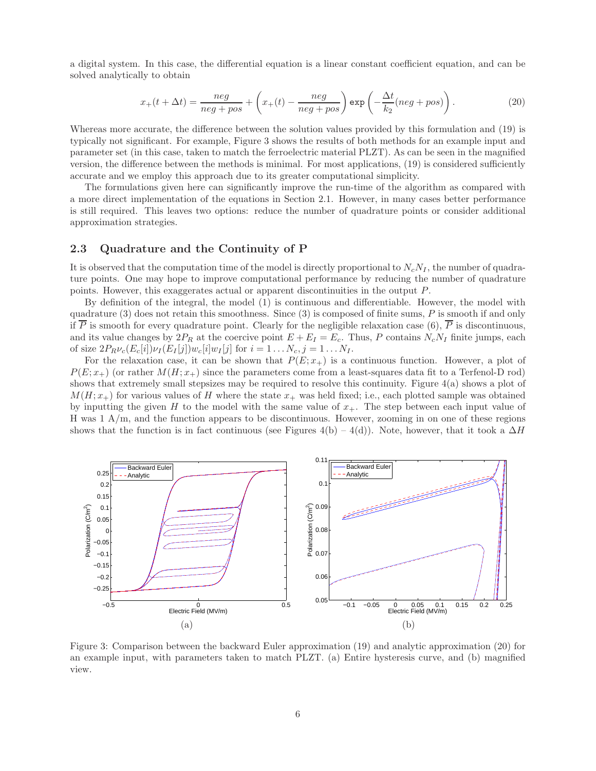a digital system. In this case, the differential equation is a linear constant coefficient equation, and can be solved analytically to obtain

$$x_+(t+\Delta t) = \frac{neg}{neg+pos} + \left(x_+(t) - \frac{neg}{neg+pos}\right) \exp\left(-\frac{\Delta t}{k_2}(neg+pos)\right). \tag{20}$$

Whereas more accurate, the difference between the solution values provided by this formulation and (19) is typically not significant. For example, Figure 3 shows the results of both methods for an example input and parameter set (in this case, taken to match the ferroelectric material PLZT). As can be seen in the magnified version, the difference between the methods is minimal. For most applications, (19) is considered sufficiently accurate and we employ this approach due to its greater computational simplicity.

The formulations given here can significantly improve the run-time of the algorithm as compared with a more direct implementation of the equations in Section 2.1. However, in many cases better performance is still required. This leaves two options: reduce the number of quadrature points or consider additional approximation strategies.

## 2.3 Quadrature and the Continuity of P

It is observed that the computation time of the model is directly proportional to $N_c N_I$, the number of quadrature points. One may hope to improve computational performance by reducing the number of quadrature points. However, this exaggerates actual or apparent discontinuities in the output $P$.

By definition of the integral, the model (1) is continuous and differentiable. However, the model with quadrature (3) does not retain this smoothness. Since (3) is composed of finite sums, $P$ is smooth if and only if $\overline{P}$ is smooth for every quadrature point. Clearly for the negligible relaxation case (6), $\overline{P}$ is discontinuous, and its value changes by $2P_R$ at the coercive point $E + E_I = E_c$. Thus, $P$ contains $N_c N_I$ finite jumps, each of size $2P_R \nu_c(E_c[i]) \nu_I(E_I[j]) w_c[i] w_I[j]$ for $i = 1 \ldots N_c, j = 1 \ldots N_I$.

For the relaxation case, it can be shown that $P(E; x_+)$ is a continuous function. However, a plot of $P(E; x_+)$ (or rather $M(H; x_+)$ since the parameters come from a least-squares data fit to a Terfenol-D rod) shows that extremely small stepsizes may be required to resolve this continuity. Figure 4(a) shows a plot of $M(H; x_+)$ for various values of $H$ where the state $x_+$ was held fixed; i.e., each plotted sample was obtained by inputting the given $H$ to the model with the same value of $x_+$. The step between each input value of H was 1 A/m, and the function appears to be discontinuous. However, zooming in on one of these regions shows that the function is in fact continuous (see Figures 4(b) – 4(d)). Note, however, that it took a $\Delta H$

Figure 3: Comparison between the backward Euler approximation (19) and analytic approximation (20) for an example input, with parameters taken to match PLZT. (a) Entire hysteresis curve, and (b) magnified view.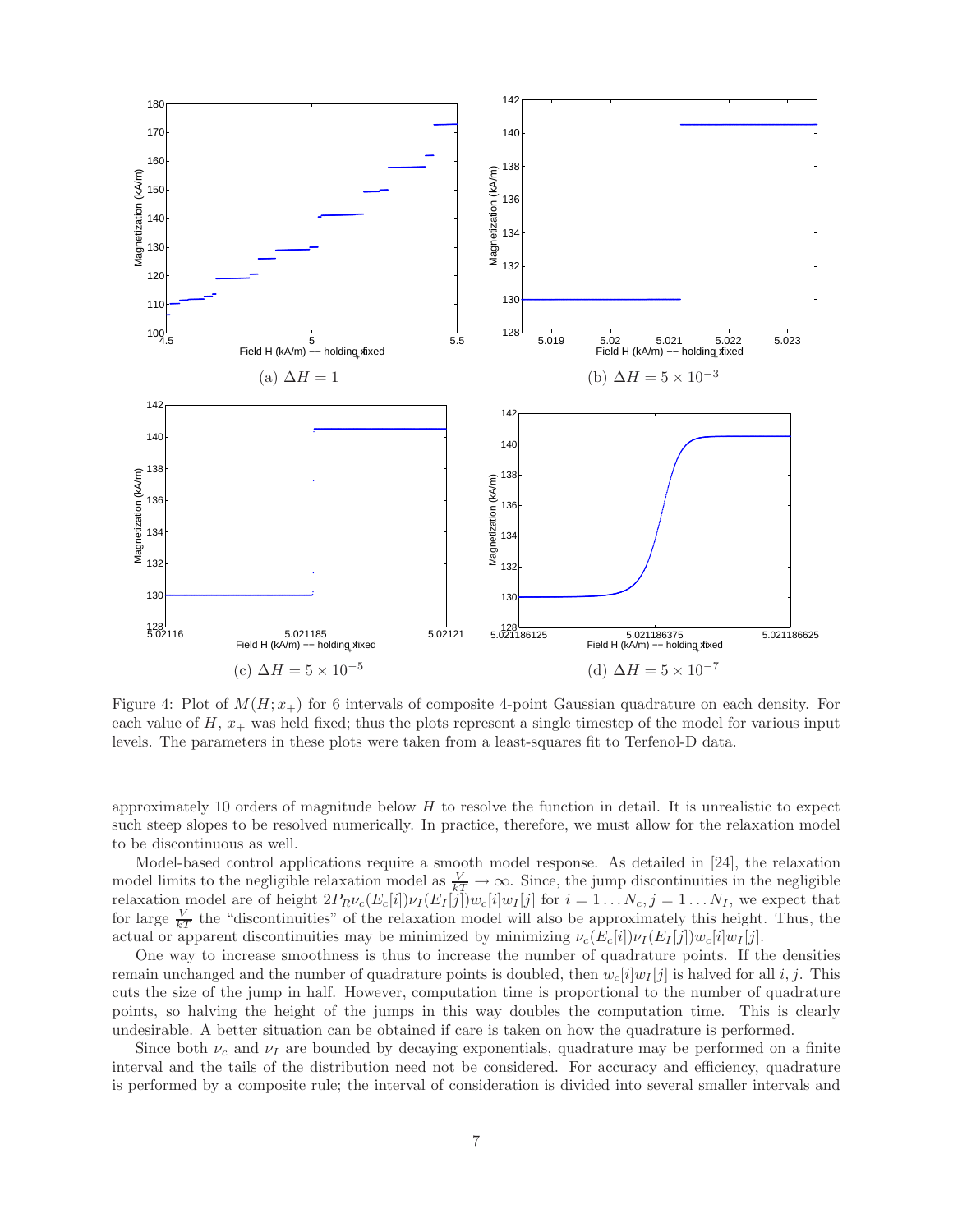(a) $\Delta H = 1$

(b) $\Delta H = 5 \times 10^{-3}$

(c) $\Delta H = 5 \times 10^{-5}$

(d) $\Delta H = 5 \times 10^{-7}$

Figure 4: Plot of $M(H; x_+)$ for 6 intervals of composite 4-point Gaussian quadrature on each density. For each value of $H$, $x_+$ was held fixed; thus the plots represent a single timestep of the model for various input levels. The parameters in these plots were taken from a least-squares fit to Terfenol-D data.

approximately 10 orders of magnitude below $H$ to resolve the function in detail. It is unrealistic to expect such steep slopes to be resolved numerically. In practice, therefore, we must allow for the relaxation model to be discontinuous as well.

Model-based control applications require a smooth model response. As detailed in [24], the relaxation model limits to the negligible relaxation model as $\frac{V}{kT} \to \infty$. Since, the jump discontinuities in the negligible relaxation model are of height $2P_R \nu_c(E_c[i])\nu_I(E_I[j])w_c[i]w_I[j]$ for $i = 1 \ldots N_c, j = 1 \ldots N_I$, we expect that for large $\frac{V}{kT}$ the "discontinuities" of the relaxation model will also be approximately this height. Thus, the actual or apparent discontinuities may be minimized by minimizing $\nu_c(E_c[i])\nu_I(E_I[j])w_c[i]w_I[j]$.

One way to increase smoothness is thus to increase the number of quadrature points. If the densities remain unchanged and the number of quadrature points is doubled, then $w_c[i]w_I[j]$ is halved for all $i, j$. This cuts the size of the jump in half. However, computation time is proportional to the number of quadrature points, so halving the height of the jumps in this way doubles the computation time. This is clearly undesirable. A better situation can be obtained if care is taken on how the quadrature is performed.

Since both $\nu_c$ and $\nu_I$ are bounded by decaying exponentials, quadrature may be performed on a finite interval and the tails of the distribution need not be considered. For accuracy and efficiency, quadrature is performed by a composite rule; the interval of consideration is divided into several smaller intervals and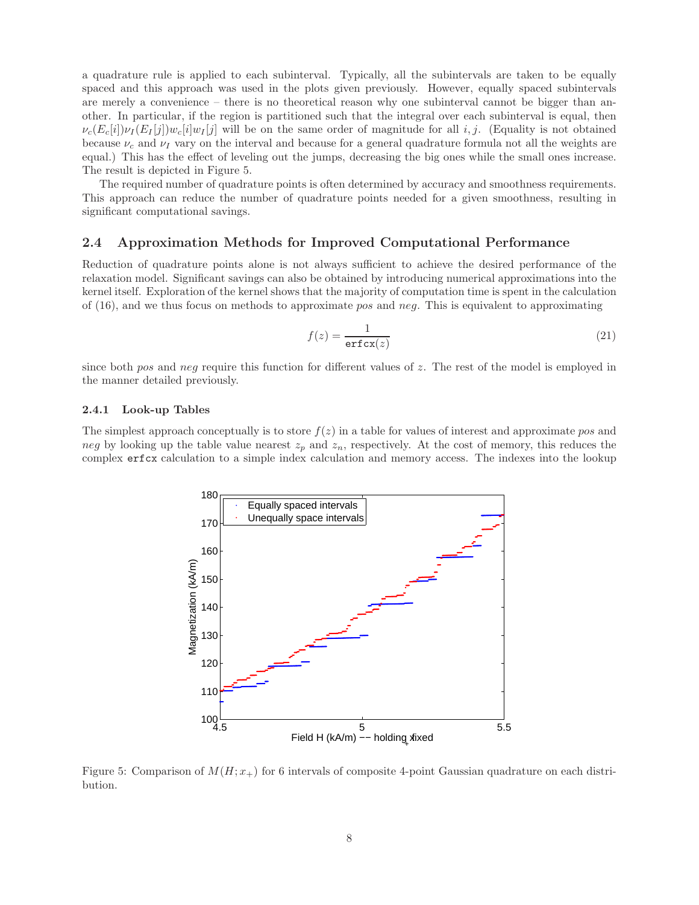a quadrature rule is applied to each subinterval. Typically, all the subintervals are taken to be equally spaced and this approach was used in the plots given previously. However, equally spaced subintervals are merely a convenience – there is no theoretical reason why one subinterval cannot be bigger than another. In particular, if the region is partitioned such that the integral over each subinterval is equal, then $\nu_c(E_c[i])\nu_I(E_I[j])w_c[i]w_I[j]$ will be on the same order of magnitude for all $i, j$. (Equality is not obtained because $\nu_c$ and $\nu_I$ vary on the interval and because for a general quadrature formula not all the weights are equal.) This has the effect of leveling out the jumps, decreasing the big ones while the small ones increase. The result is depicted in Figure 5.

The required number of quadrature points is often determined by accuracy and smoothness requirements. This approach can reduce the number of quadrature points needed for a given smoothness, resulting in significant computational savings.

## 2.4 Approximation Methods for Improved Computational Performance

Reduction of quadrature points alone is not always sufficient to achieve the desired performance of the relaxation model. Significant savings can also be obtained by introducing numerical approximations into the kernel itself. Exploration of the kernel shows that the majority of computation time is spent in the calculation of (16), and we thus focus on methods to approximate *pos* and *neg*. This is equivalent to approximating

$$f(z) = \frac{1}{\texttt{erfcx}(z)} \tag{21}$$

since both *pos* and *neg* require this function for different values of $z$. The rest of the model is employed in the manner detailed previously.

### 2.4.1 Look-up Tables

The simplest approach conceptually is to store $f(z)$ in a table for values of interest and approximate *pos* and *neg* by looking up the table value nearest $z_p$ and $z_n$, respectively. At the cost of memory, this reduces the complex `erfcx` calculation to a simple index calculation and memory access. The indexes into the lookup

Figure 5: Comparison of $M(H; x_+)$ for 6 intervals of composite 4-point Gaussian quadrature on each distribution.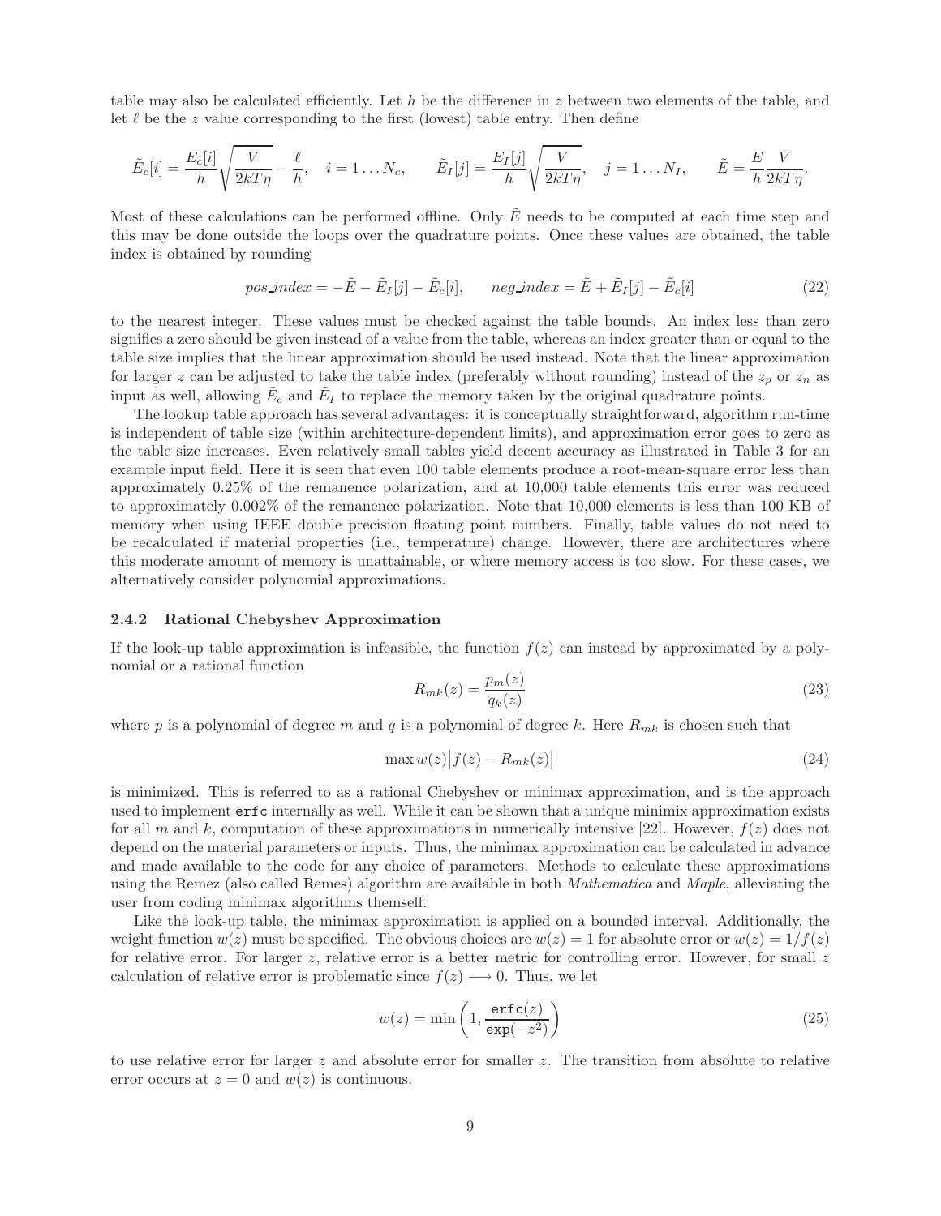table may also be calculated efficiently. Let $h$ be the difference in $z$ between two elements of the table, and let $\ell$ be the $z$ value corresponding to the first (lowest) table entry. Then define

$$\tilde{E}_c[i] = \frac{E_c[i]}{h}\sqrt{\frac{V}{2kT\eta}} - \frac{\ell}{h}, \quad i = 1 \ldots N_c, \qquad \tilde{E}_I[j] = \frac{E_I[j]}{h}\sqrt{\frac{V}{2kT\eta}}, \quad j = 1 \ldots N_I, \qquad \tilde{E} = \frac{E}{h}\frac{V}{2kT\eta}.$$

Most of these calculations can be performed offline. Only $\tilde{E}$ needs to be computed at each time step and this may be done outside the loops over the quadrature points. Once these values are obtained, the table index is obtained by rounding

$$pos\_index = -\tilde{E} - \tilde{E}_I[j] - \tilde{E}_c[i], \qquad neg\_index = \tilde{E} + \tilde{E}_I[j] - \tilde{E}_c[i] \tag{22}$$

to the nearest integer. These values must be checked against the table bounds. An index less than zero signifies a zero should be given instead of a value from the table, whereas an index greater than or equal to the table size implies that the linear approximation should be used instead. Note that the linear approximation for larger $z$ can be adjusted to take the table index (preferably without rounding) instead of the $z_p$ or $z_n$ as input as well, allowing $\tilde{E}_c$ and $\tilde{E}_I$ to replace the memory taken by the original quadrature points.

The lookup table approach has several advantages: it is conceptually straightforward, algorithm run-time is independent of table size (within architecture-dependent limits), and approximation error goes to zero as the table size increases. Even relatively small tables yield decent accuracy as illustrated in Table 3 for an example input field. Here it is seen that even 100 table elements produce a root-mean-square error less than approximately 0.25% of the remanence polarization, and at 10,000 table elements this error was reduced to approximately 0.002% of the remanence polarization. Note that 10,000 elements is less than 100 KB of memory when using IEEE double precision floating point numbers. Finally, table values do not need to be recalculated if material properties (i.e., temperature) change. However, there are architectures where this moderate amount of memory is unattainable, or where memory access is too slow. For these cases, we alternatively consider polynomial approximations.

### 2.4.2 Rational Chebyshev Approximation

If the look-up table approximation is infeasible, the function $f(z)$ can instead by approximated by a polynomial or a rational function

$$R_{mk}(z) = \frac{p_m(z)}{q_k(z)} \tag{23}$$

where $p$ is a polynomial of degree $m$ and $q$ is a polynomial of degree $k$. Here $R_{mk}$ is chosen such that

$$\max w(z)\big|f(z) - R_{mk}(z)\big| \tag{24}$$

is minimized. This is referred to as a rational Chebyshev or minimax approximation, and is the approach used to implement `erfc` internally as well. While it can be shown that a unique minimix approximation exists for all $m$ and $k$, computation of these approximations in numerically intensive [22]. However, $f(z)$ does not depend on the material parameters or inputs. Thus, the minimax approximation can be calculated in advance and made available to the code for any choice of parameters. Methods to calculate these approximations using the Remez (also called Remes) algorithm are available in both *Mathematica* and *Maple*, alleviating the user from coding minimax algorithms themself.

Like the look-up table, the minimax approximation is applied on a bounded interval. Additionally, the weight function $w(z)$ must be specified. The obvious choices are $w(z) = 1$ for absolute error or $w(z) = 1/f(z)$ for relative error. For larger $z$, relative error is a better metric for controlling error. However, for small $z$ calculation of relative error is problematic since $f(z) \longrightarrow 0$. Thus, we let

$$w(z) = \min\left(1, \frac{\texttt{erfc}(z)}{\texttt{exp}(-z^2)}\right) \tag{25}$$

to use relative error for larger $z$ and absolute error for smaller $z$. The transition from absolute to relative error occurs at $z = 0$ and $w(z)$ is continuous.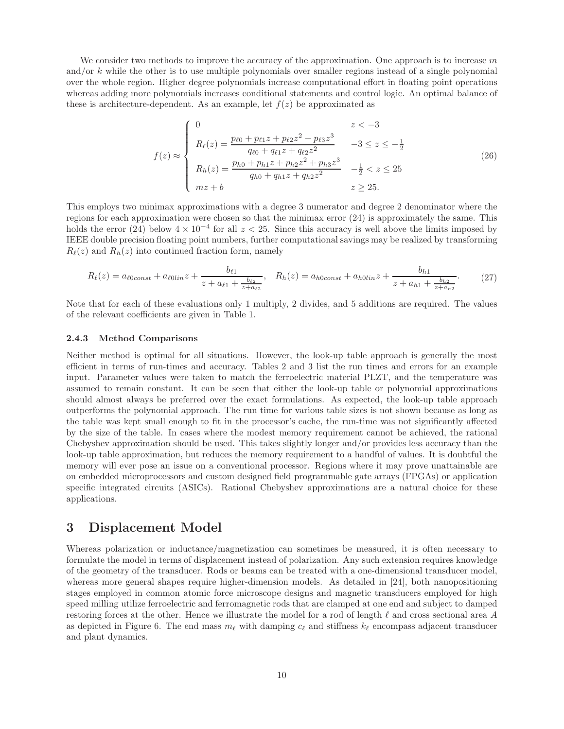We consider two methods to improve the accuracy of the approximation. One approach is to increase $m$ and/or $k$ while the other is to use multiple polynomials over smaller regions instead of a single polynomial over the whole region. Higher degree polynomials increase computational effort in floating point operations whereas adding more polynomials increases conditional statements and control logic. An optimal balance of these is architecture-dependent. As an example, let $f(z)$ be approximated as

$$
f(z) \approx \begin{cases} 0 & z < -3 \\ R_\ell(z) = \dfrac{p_{\ell 0} + p_{\ell 1} z + p_{\ell 2} z^2 + p_{\ell 3} z^3}{q_{\ell 0} + q_{\ell 1} z + q_{\ell 2} z^2} & -3 \leq z \leq -\frac{1}{2} \\ R_h(z) = \dfrac{p_{h0} + p_{h1} z + p_{h2} z^2 + p_{h3} z^3}{q_{h0} + q_{h1} z + q_{h2} z^2} & -\frac{1}{2} < z \leq 25 \\ mz + b & z \geq 25. \end{cases} \tag{26}
$$

This employs two minimax approximations with a degree 3 numerator and degree 2 denominator where the regions for each approximation were chosen so that the minimax error (24) is approximately the same. This holds the error (24) below $4 \times 10^{-4}$ for all $z < 25$. Since this accuracy is well above the limits imposed by IEEE double precision floating point numbers, further computational savings may be realized by transforming $R_\ell(z)$ and $R_h(z)$ into continued fraction form, namely

$$
R_\ell(z) = a_{\ell 0 const} + a_{\ell 0 lin} z + \frac{b_{\ell 1}}{z + a_{\ell 1} + \frac{b_{\ell 2}}{z + a_{\ell 2}}}, \quad R_h(z) = a_{h0const} + a_{h0lin} z + \frac{b_{h1}}{z + a_{h1} + \frac{b_{h2}}{z + a_{h2}}}. \tag{27}
$$

Note that for each of these evaluations only 1 multiply, 2 divides, and 5 additions are required. The values of the relevant coefficients are given in Table 1.

### 2.4.3 Method Comparisons

Neither method is optimal for all situations. However, the look-up table approach is generally the most efficient in terms of run-times and accuracy. Tables 2 and 3 list the run times and errors for an example input. Parameter values were taken to match the ferroelectric material PLZT, and the temperature was assumed to remain constant. It can be seen that either the look-up table or polynomial approximations should almost always be preferred over the exact formulations. As expected, the look-up table approach outperforms the polynomial approach. The run time for various table sizes is not shown because as long as the table was kept small enough to fit in the processor's cache, the run-time was not significantly affected by the size of the table. In cases where the modest memory requirement cannot be achieved, the rational Chebyshev approximation should be used. This takes slightly longer and/or provides less accuracy than the look-up table approximation, but reduces the memory requirement to a handful of values. It is doubtful the memory will ever pose an issue on a conventional processor. Regions where it may prove unattainable are on embedded microprocessors and custom designed field programmable gate arrays (FPGAs) or application specific integrated circuits (ASICs). Rational Chebyshev approximations are a natural choice for these applications.

# 3 Displacement Model

Whereas polarization or inductance/magnetization can sometimes be measured, it is often necessary to formulate the model in terms of displacement instead of polarization. Any such extension requires knowledge of the geometry of the transducer. Rods or beams can be treated with a one-dimensional transducer model, whereas more general shapes require higher-dimension models. As detailed in [24], both nanopositioning stages employed in common atomic force microscope designs and magnetic transducers employed for high speed milling utilize ferroelectric and ferromagnetic rods that are clamped at one end and subject to damped restoring forces at the other. Hence we illustrate the model for a rod of length $\ell$ and cross sectional area $A$ as depicted in Figure 6. The end mass $m_\ell$ with damping $c_\ell$ and stiffness $k_\ell$ encompass adjacent transducer and plant dynamics.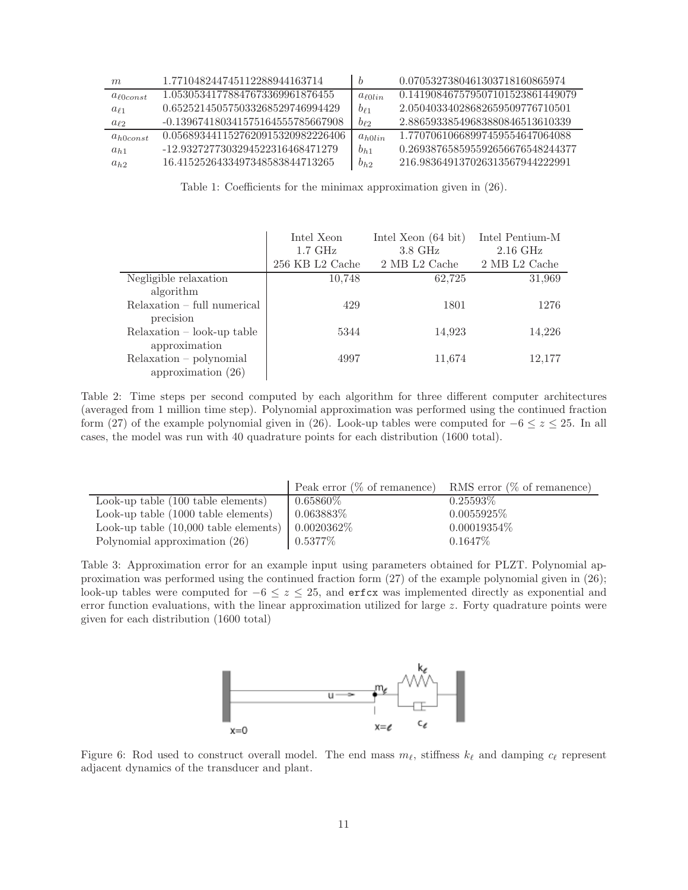| $m$ | 1.77104824474511228894416371 4 | $b$ | 0.07053273804613037181608659 74 |
|---|---|---|---|
| $a_{\ell 0 const}$ | 1.0530534177884767336996187 6455 | $a_{\ell 0 lin}$ | 0.1419084675795071015238614 49079 |
| $a_{\ell 1}$ | 0.6525214505750332685297469 94429 | $b_{\ell 1}$ | 2.0504033402868265950977671 0501 |
| $a_{\ell 2}$ | -0.1396741803415751645557856 67908 | $b_{\ell 2}$ | 2.8865933854968388084651361 0339 |
| $a_{h 0 const}$ | 0.0568934411527620915320982 226406 | $a_{h 0 lin}$ | 1.7707061066899745955464706 4088 |
| $a_{h 1}$ | -12.932727730329452231646847 1279 | $b_{h 1}$ | 0.2693876585955926566765482 44377 |
| $a_{h 2}$ | 16.415252643349734858384471 3265 | $b_{h 2}$ | 216.98364913702631356794422 2991 |

Table 1: Coefficients for the minimax approximation given in (26).

| | Intel Xeon 1.7 GHz 256 KB L2 Cache | Intel Xeon (64 bit) 3.8 GHz 2 MB L2 Cache | Intel Pentium-M 2.16 GHz 2 MB L2 Cache |
|---|---|---|---|
| Negligible relaxation algorithm | 10,748 | 62,725 | 31,969 |
| Relaxation – full numerical precision | 429 | 1801 | 1276 |
| Relaxation – look-up table approximation | 5344 | 14,923 | 14,226 |
| Relaxation – polynomial approximation (26) | 4997 | 11,674 | 12,177 |

Table 2: Time steps per second computed by each algorithm for three different computer architectures (averaged from 1 million time step). Polynomial approximation was performed using the continued fraction form (27) of the example polynomial given in (26). Look-up tables were computed for $-6 \leq z \leq 25$. In all cases, the model was run with 40 quadrature points for each distribution (1600 total).

| | Peak error (% of remanence) | RMS error (% of remanence) |
|---|---|---|
| Look-up table (100 table elements) | 0.65860% | 0.25593% |
| Look-up table (1000 table elements) | 0.063883% | 0.0055925% |
| Look-up table (10,000 table elements) | 0.0020362% | 0.00019354% |
| Polynomial approximation (26) | 0.5377% | 0.1647% |

Table 3: Approximation error for an example input using parameters obtained for PLZT. Polynomial approximation was performed using the continued fraction form (27) of the example polynomial given in (26); look-up tables were computed for $-6 \leq z \leq 25$, and `erfcx` was implemented directly as exponential and error function evaluations, with the linear approximation utilized for large $z$. Forty quadrature points were given for each distribution (1600 total)

Figure 6: Rod used to construct overall model. The end mass $m_\ell$, stiffness $k_\ell$ and damping $c_\ell$ represent adjacent dynamics of the transducer and plant.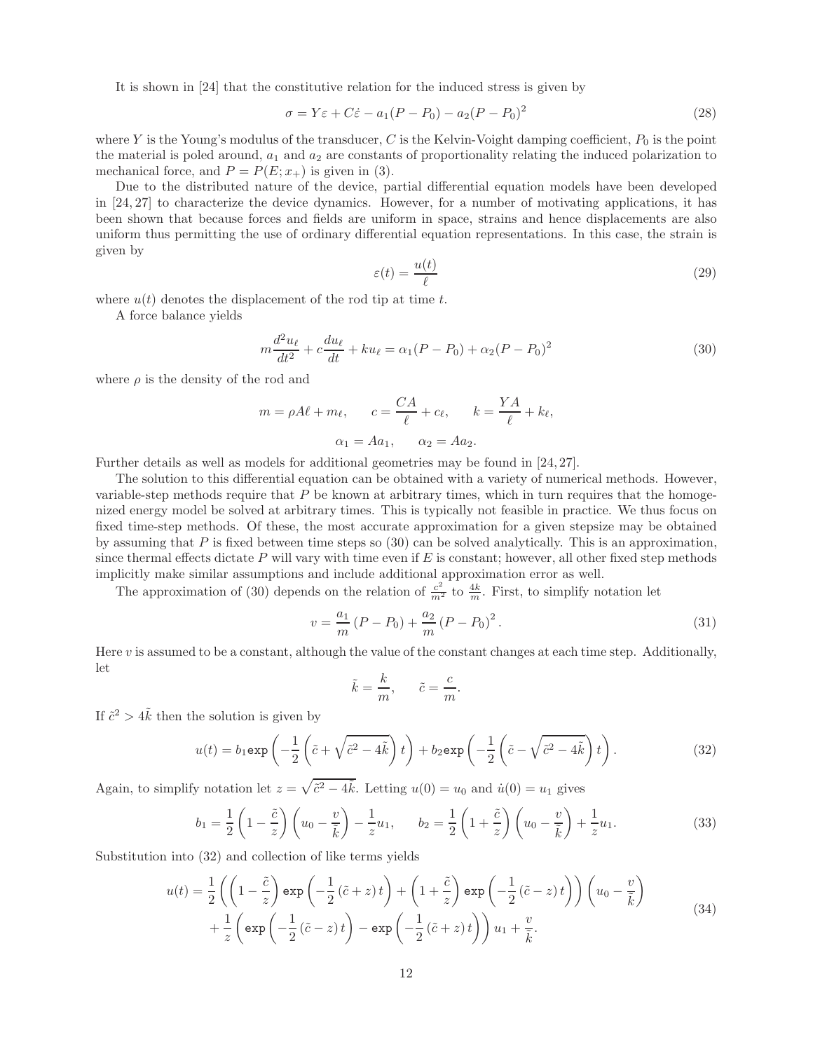It is shown in [24] that the constitutive relation for the induced stress is given by

$$\sigma = Y\varepsilon + C\dot{\varepsilon} - a_1(P - P_0) - a_2(P - P_0)^2 \tag{28}$$

where $Y$ is the Young's modulus of the transducer, $C$ is the Kelvin-Voight damping coefficient, $P_0$ is the point the material is poled around, $a_1$ and $a_2$ are constants of proportionality relating the induced polarization to mechanical force, and $P = P(E; x_+)$ is given in (3).

Due to the distributed nature of the device, partial differential equation models have been developed in [24, 27] to characterize the device dynamics. However, for a number of motivating applications, it has been shown that because forces and fields are uniform in space, strains and hence displacements are also uniform thus permitting the use of ordinary differential equation representations. In this case, the strain is given by

$$\varepsilon(t) = \frac{u(t)}{\ell} \tag{29}$$

where $u(t)$ denotes the displacement of the rod tip at time $t$.

A force balance yields

$$m\frac{d^2u_\ell}{dt^2} + c\frac{du_\ell}{dt} + ku_\ell = \alpha_1(P - P_0) + \alpha_2(P - P_0)^2 \tag{30}$$

where $\rho$ is the density of the rod and

$$m = \rho A\ell + m_\ell, \qquad c = \frac{CA}{\ell} + c_\ell, \qquad k = \frac{YA}{\ell} + k_\ell,$$

$$\alpha_1 = Aa_1, \qquad \alpha_2 = Aa_2.$$

Further details as well as models for additional geometries may be found in [24, 27].

The solution to this differential equation can be obtained with a variety of numerical methods. However, variable-step methods require that $P$ be known at arbitrary times, which in turn requires that the homogenized energy model be solved at arbitrary times. This is typically not feasible in practice. We thus focus on fixed time-step methods. Of these, the most accurate approximation for a given stepsize may be obtained by assuming that $P$ is fixed between time steps so (30) can be solved analytically. This is an approximation, since thermal effects dictate $P$ will vary with time even if $E$ is constant; however, all other fixed step methods implicitly make similar assumptions and include additional approximation error as well.

The approximation of (30) depends on the relation of $\frac{c^2}{m^2}$ to $\frac{4k}{m}$. First, to simplify notation let

$$v = \frac{a_1}{m}(P - P_0) + \frac{a_2}{m}(P - P_0)^2. \tag{31}$$

Here $v$ is assumed to be a constant, although the value of the constant changes at each time step. Additionally, let

$$\tilde{k} = \frac{k}{m}, \qquad \tilde{c} = \frac{c}{m}.$$

If $\tilde{c}^2 > 4\tilde{k}$ then the solution is given by

$$u(t) = b_1 \texttt{exp}\left(-\frac{1}{2}\left(\tilde{c} + \sqrt{\tilde{c}^2 - 4\tilde{k}}\right)t\right) + b_2 \texttt{exp}\left(-\frac{1}{2}\left(\tilde{c} - \sqrt{\tilde{c}^2 - 4\tilde{k}}\right)t\right). \tag{32}$$

Again, to simplify notation let $z = \sqrt{\tilde{c}^2 - 4\tilde{k}}$. Letting $u(0) = u_0$ and $\dot{u}(0) = u_1$ gives

$$b_1 = \frac{1}{2}\left(1 - \frac{\tilde{c}}{z}\right)\left(u_0 - \frac{v}{\tilde{k}}\right) - \frac{1}{z}u_1, \qquad b_2 = \frac{1}{2}\left(1 + \frac{\tilde{c}}{z}\right)\left(u_0 - \frac{v}{\tilde{k}}\right) + \frac{1}{z}u_1. \tag{33}$$

Substitution into (32) and collection of like terms yields

$$\begin{aligned} u(t) = &\frac{1}{2}\left(\left(1 - \frac{\tilde{c}}{z}\right)\texttt{exp}\left(-\frac{1}{2}(\tilde{c} + z)t\right) + \left(1 + \frac{\tilde{c}}{z}\right)\texttt{exp}\left(-\frac{1}{2}(\tilde{c} - z)t\right)\right)\left(u_0 - \frac{v}{\tilde{k}}\right) \\ &+ \frac{1}{z}\left(\texttt{exp}\left(-\frac{1}{2}(\tilde{c} - z)t\right) - \texttt{exp}\left(-\frac{1}{2}(\tilde{c} + z)t\right)\right)u_1 + \frac{v}{\tilde{k}}. \end{aligned} \tag{34}$$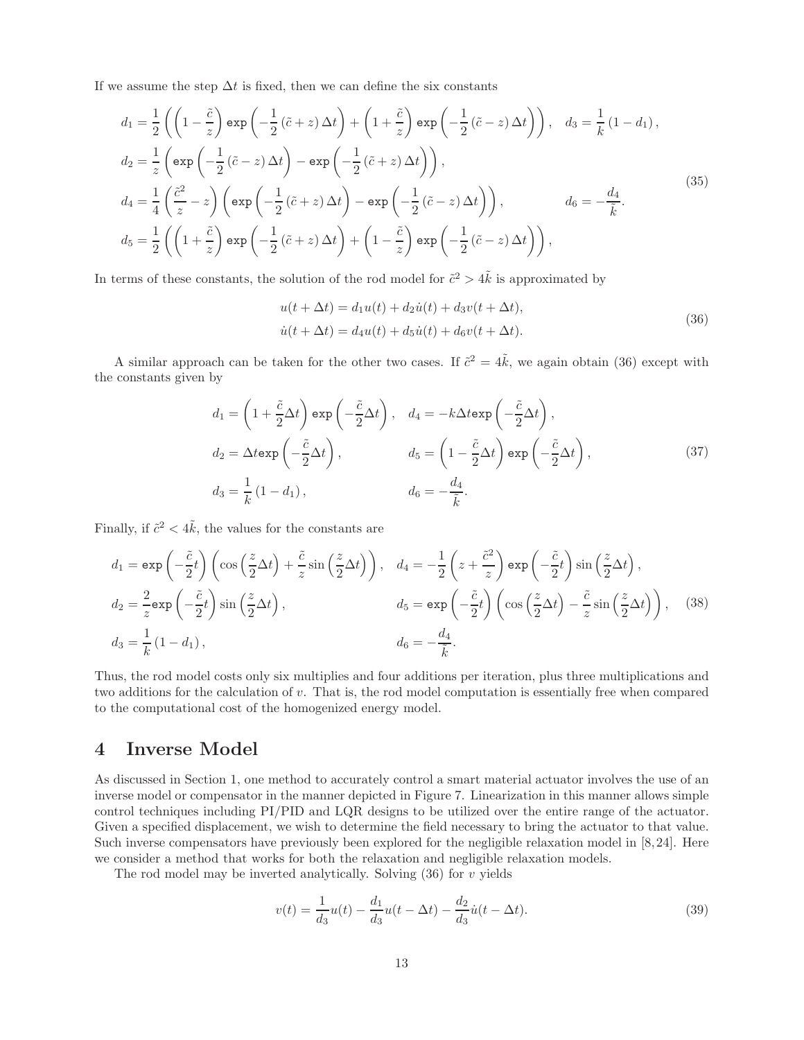If we assume the step $\Delta t$ is fixed, then we can define the six constants

$$
\begin{aligned}
d_1 &= \frac{1}{2}\left(\left(1-\frac{\tilde{c}}{z}\right)\exp\left(-\frac{1}{2}(\tilde{c}+z)\,\Delta t\right)+\left(1+\frac{\tilde{c}}{z}\right)\exp\left(-\frac{1}{2}(\tilde{c}-z)\,\Delta t\right)\right), \quad d_3 = \frac{1}{k}(1-d_1), \\
d_2 &= \frac{1}{z}\left(\exp\left(-\frac{1}{2}(\tilde{c}-z)\,\Delta t\right)-\exp\left(-\frac{1}{2}(\tilde{c}+z)\,\Delta t\right)\right), \\
d_4 &= \frac{1}{4}\left(\frac{\tilde{c}^2}{z}-z\right)\left(\exp\left(-\frac{1}{2}(\tilde{c}+z)\,\Delta t\right)-\exp\left(-\frac{1}{2}(\tilde{c}-z)\,\Delta t\right)\right), \qquad d_6 = -\frac{d_4}{\tilde{k}}. \\
d_5 &= \frac{1}{2}\left(\left(1+\frac{\tilde{c}}{z}\right)\exp\left(-\frac{1}{2}(\tilde{c}+z)\,\Delta t\right)+\left(1-\frac{\tilde{c}}{z}\right)\exp\left(-\frac{1}{2}(\tilde{c}-z)\,\Delta t\right)\right),
\end{aligned}
\tag{35}
$$

In terms of these constants, the solution of the rod model for $\tilde{c}^2 > 4\tilde{k}$ is approximated by

$$
\begin{aligned}
u(t+\Delta t) &= d_1 u(t) + d_2 \dot{u}(t) + d_3 v(t+\Delta t), \\
\dot{u}(t+\Delta t) &= d_4 u(t) + d_5 \dot{u}(t) + d_6 v(t+\Delta t).
\end{aligned}
\tag{36}
$$

A similar approach can be taken for the other two cases. If $\tilde{c}^2 = 4\tilde{k}$, we again obtain (36) except with the constants given by

$$
\begin{aligned}
d_1 &= \left(1+\frac{\tilde{c}}{2}\Delta t\right)\exp\left(-\frac{\tilde{c}}{2}\Delta t\right), & d_4 &= -k\Delta t \exp\left(-\frac{\tilde{c}}{2}\Delta t\right), \\
d_2 &= \Delta t \exp\left(-\frac{\tilde{c}}{2}\Delta t\right), & d_5 &= \left(1-\frac{\tilde{c}}{2}\Delta t\right)\exp\left(-\frac{\tilde{c}}{2}\Delta t\right), \\
d_3 &= \frac{1}{k}(1-d_1), & d_6 &= -\frac{d_4}{\tilde{k}}.
\end{aligned}
\tag{37}
$$

Finally, if $\tilde{c}^2 < 4\tilde{k}$, the values for the constants are

$$
\begin{aligned}
d_1 &= \exp\left(-\frac{\tilde{c}}{2}t\right)\left(\cos\left(\frac{z}{2}\Delta t\right)+\frac{\tilde{c}}{z}\sin\left(\frac{z}{2}\Delta t\right)\right), & d_4 &= -\frac{1}{2}\left(z+\frac{\tilde{c}^2}{z}\right)\exp\left(-\frac{\tilde{c}}{2}t\right)\sin\left(\frac{z}{2}\Delta t\right), \\
d_2 &= \frac{2}{z}\exp\left(-\frac{\tilde{c}}{2}t\right)\sin\left(\frac{z}{2}\Delta t\right), & d_5 &= \exp\left(-\frac{\tilde{c}}{2}t\right)\left(\cos\left(\frac{z}{2}\Delta t\right)-\frac{\tilde{c}}{z}\sin\left(\frac{z}{2}\Delta t\right)\right), \\
d_3 &= \frac{1}{k}(1-d_1), & d_6 &= -\frac{d_4}{\tilde{k}}.
\end{aligned}
\tag{38}
$$

Thus, the rod model costs only six multiplies and four additions per iteration, plus three multiplications and two additions for the calculation of $v$. That is, the rod model computation is essentially free when compared to the computational cost of the homogenized energy model.

## 4 Inverse Model

As discussed in Section 1, one method to accurately control a smart material actuator involves the use of an inverse model or compensator in the manner depicted in Figure 7. Linearization in this manner allows simple control techniques including PI/PID and LQR designs to be utilized over the entire range of the actuator. Given a specified displacement, we wish to determine the field necessary to bring the actuator to that value. Such inverse compensators have previously been explored for the negligible relaxation model in [8, 24]. Here we consider a method that works for both the relaxation and negligible relaxation models.

The rod model may be inverted analytically. Solving (36) for $v$ yields

$$
v(t) = \frac{1}{d_3}u(t) - \frac{d_1}{d_3}u(t-\Delta t) - \frac{d_2}{d_3}\dot{u}(t-\Delta t).
\tag{39}
$$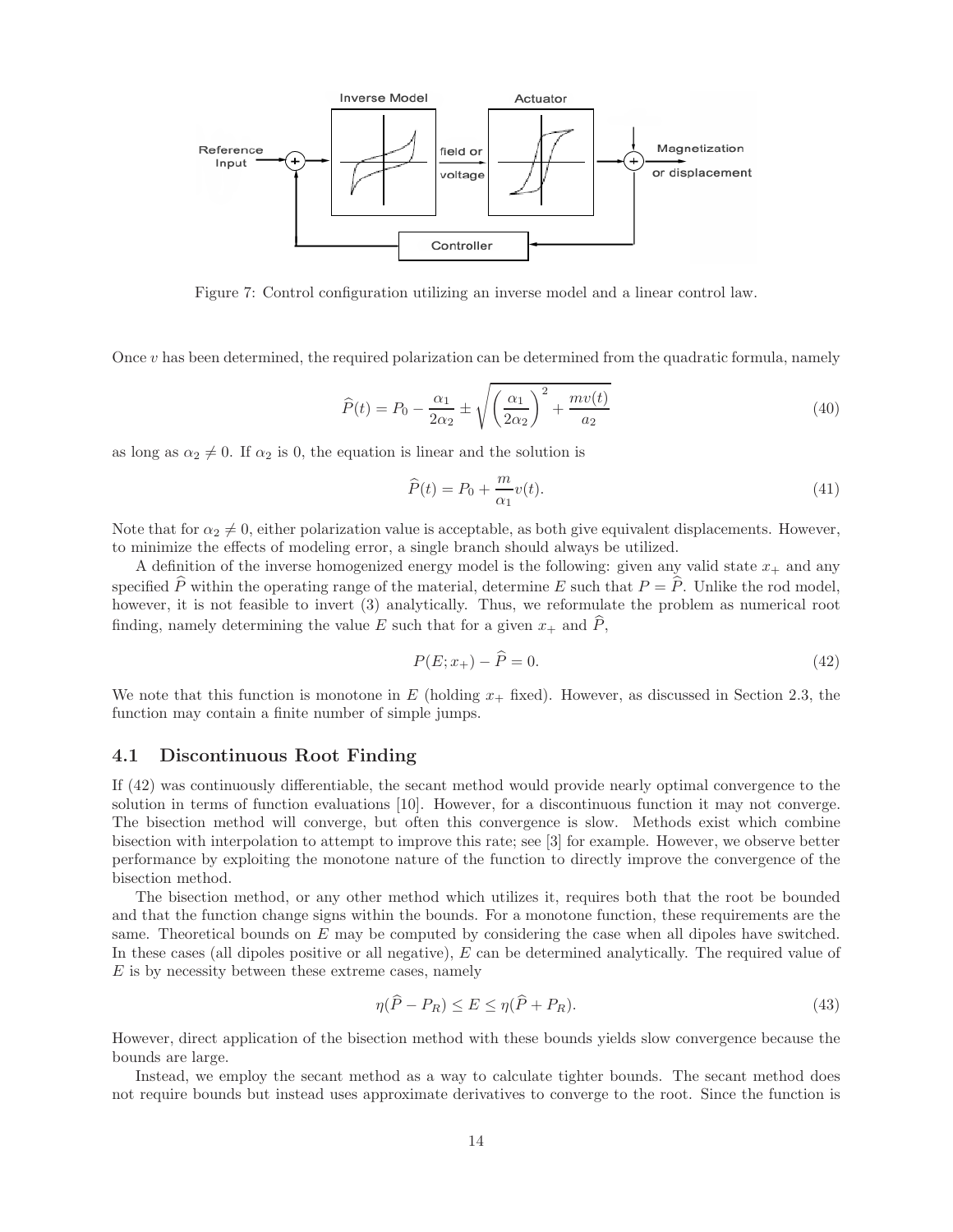Figure 7: Control configuration utilizing an inverse model and a linear control law.

Once $v$ has been determined, the required polarization can be determined from the quadratic formula, namely

$$\widehat{P}(t) = P_0 - \frac{\alpha_1}{2\alpha_2} \pm \sqrt{\left(\frac{\alpha_1}{2\alpha_2}\right)^2 + \frac{mv(t)}{a_2}} \tag{40}$$

as long as $\alpha_2 \neq 0$. If $\alpha_2$ is 0, the equation is linear and the solution is

$$\widehat{P}(t) = P_0 + \frac{m}{\alpha_1} v(t). \tag{41}$$

Note that for $\alpha_2 \neq 0$, either polarization value is acceptable, as both give equivalent displacements. However, to minimize the effects of modeling error, a single branch should always be utilized.

A definition of the inverse homogenized energy model is the following: given any valid state $x_+$ and any specified $\widehat{P}$ within the operating range of the material, determine $E$ such that $P = \widehat{P}$. Unlike the rod model, however, it is not feasible to invert (3) analytically. Thus, we reformulate the problem as numerical root finding, namely determining the value $E$ such that for a given $x_+$ and $\widehat{P}$,

$$P(E; x_+) - \widehat{P} = 0. \tag{42}$$

We note that this function is monotone in $E$ (holding $x_+$ fixed). However, as discussed in Section 2.3, the function may contain a finite number of simple jumps.

## 4.1 Discontinuous Root Finding

If (42) was continuously differentiable, the secant method would provide nearly optimal convergence to the solution in terms of function evaluations [10]. However, for a discontinuous function it may not converge. The bisection method will converge, but often this convergence is slow. Methods exist which combine bisection with interpolation to attempt to improve this rate; see [3] for example. However, we observe better performance by exploiting the monotone nature of the function to directly improve the convergence of the bisection method.

The bisection method, or any other method which utilizes it, requires both that the root be bounded and that the function change signs within the bounds. For a monotone function, these requirements are the same. Theoretical bounds on $E$ may be computed by considering the case when all dipoles have switched. In these cases (all dipoles positive or all negative), $E$ can be determined analytically. The required value of $E$ is by necessity between these extreme cases, namely

$$\eta(\widehat{P} - P_R) \leq E \leq \eta(\widehat{P} + P_R). \tag{43}$$

However, direct application of the bisection method with these bounds yields slow convergence because the bounds are large.

Instead, we employ the secant method as a way to calculate tighter bounds. The secant method does not require bounds but instead uses approximate derivatives to converge to the root. Since the function is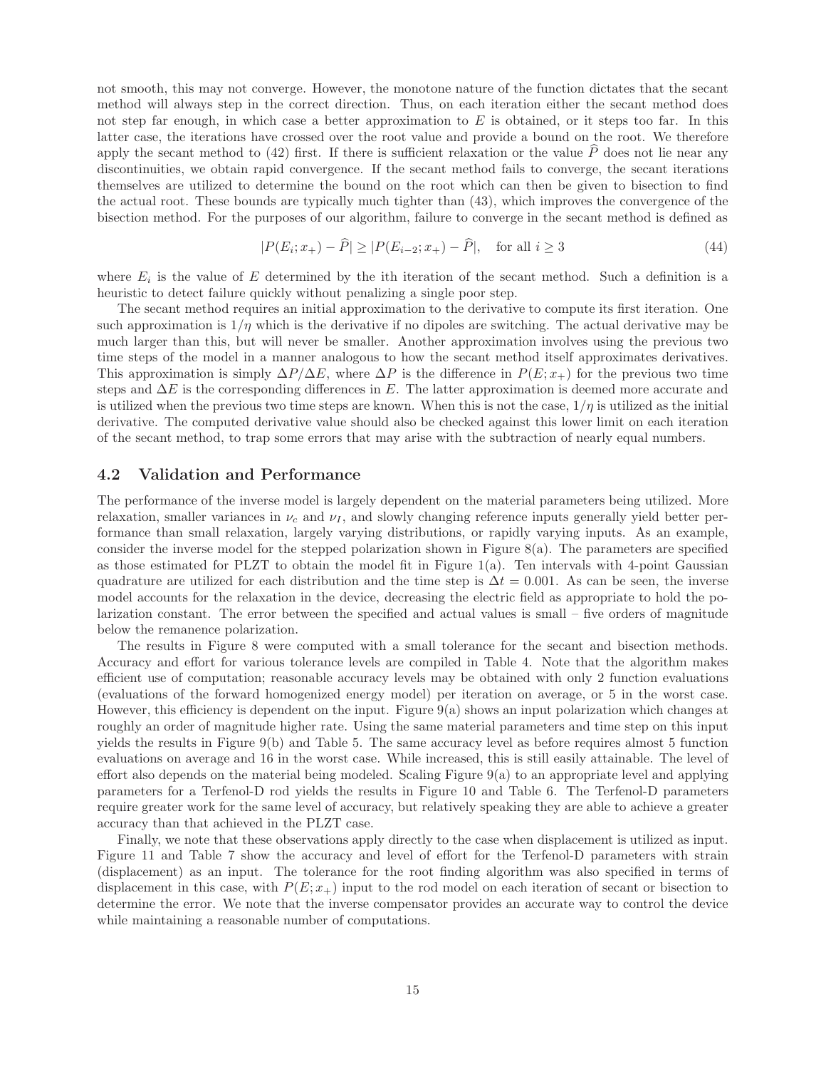not smooth, this may not converge. However, the monotone nature of the function dictates that the secant method will always step in the correct direction. Thus, on each iteration either the secant method does not step far enough, in which case a better approximation to $E$ is obtained, or it steps too far. In this latter case, the iterations have crossed over the root value and provide a bound on the root. We therefore apply the secant method to (42) first. If there is sufficient relaxation or the value $\widehat{P}$ does not lie near any discontinuities, we obtain rapid convergence. If the secant method fails to converge, the secant iterations themselves are utilized to determine the bound on the root which can then be given to bisection to find the actual root. These bounds are typically much tighter than (43), which improves the convergence of the bisection method. For the purposes of our algorithm, failure to converge in the secant method is defined as

$$|P(E_i; x_+) - \widehat{P}| \geq |P(E_{i-2}; x_+) - \widehat{P}|, \quad \text{for all } i \geq 3 \tag{44}$$

where $E_i$ is the value of $E$ determined by the ith iteration of the secant method. Such a definition is a heuristic to detect failure quickly without penalizing a single poor step.

The secant method requires an initial approximation to the derivative to compute its first iteration. One such approximation is $1/\eta$ which is the derivative if no dipoles are switching. The actual derivative may be much larger than this, but will never be smaller. Another approximation involves using the previous two time steps of the model in a manner analogous to how the secant method itself approximates derivatives. This approximation is simply $\Delta P/\Delta E$, where $\Delta P$ is the difference in $P(E; x_+)$ for the previous two time steps and $\Delta E$ is the corresponding differences in $E$. The latter approximation is deemed more accurate and is utilized when the previous two time steps are known. When this is not the case, $1/\eta$ is utilized as the initial derivative. The computed derivative value should also be checked against this lower limit on each iteration of the secant method, to trap some errors that may arise with the subtraction of nearly equal numbers.

## 4.2 Validation and Performance

The performance of the inverse model is largely dependent on the material parameters being utilized. More relaxation, smaller variances in $\nu_c$ and $\nu_I$, and slowly changing reference inputs generally yield better performance than small relaxation, largely varying distributions, or rapidly varying inputs. As an example, consider the inverse model for the stepped polarization shown in Figure 8(a). The parameters are specified as those estimated for PLZT to obtain the model fit in Figure 1(a). Ten intervals with 4-point Gaussian quadrature are utilized for each distribution and the time step is $\Delta t = 0.001$. As can be seen, the inverse model accounts for the relaxation in the device, decreasing the electric field as appropriate to hold the polarization constant. The error between the specified and actual values is small – five orders of magnitude below the remanence polarization.

The results in Figure 8 were computed with a small tolerance for the secant and bisection methods. Accuracy and effort for various tolerance levels are compiled in Table 4. Note that the algorithm makes efficient use of computation; reasonable accuracy levels may be obtained with only 2 function evaluations (evaluations of the forward homogenized energy model) per iteration on average, or 5 in the worst case. However, this efficiency is dependent on the input. Figure 9(a) shows an input polarization which changes at roughly an order of magnitude higher rate. Using the same material parameters and time step on this input yields the results in Figure 9(b) and Table 5. The same accuracy level as before requires almost 5 function evaluations on average and 16 in the worst case. While increased, this is still easily attainable. The level of effort also depends on the material being modeled. Scaling Figure 9(a) to an appropriate level and applying parameters for a Terfenol-D rod yields the results in Figure 10 and Table 6. The Terfenol-D parameters require greater work for the same level of accuracy, but relatively speaking they are able to achieve a greater accuracy than that achieved in the PLZT case.

Finally, we note that these observations apply directly to the case when displacement is utilized as input. Figure 11 and Table 7 show the accuracy and level of effort for the Terfenol-D parameters with strain (displacement) as an input. The tolerance for the root finding algorithm was also specified in terms of displacement in this case, with $P(E; x_+)$ input to the rod model on each iteration of secant or bisection to determine the error. We note that the inverse compensator provides an accurate way to control the device while maintaining a reasonable number of computations.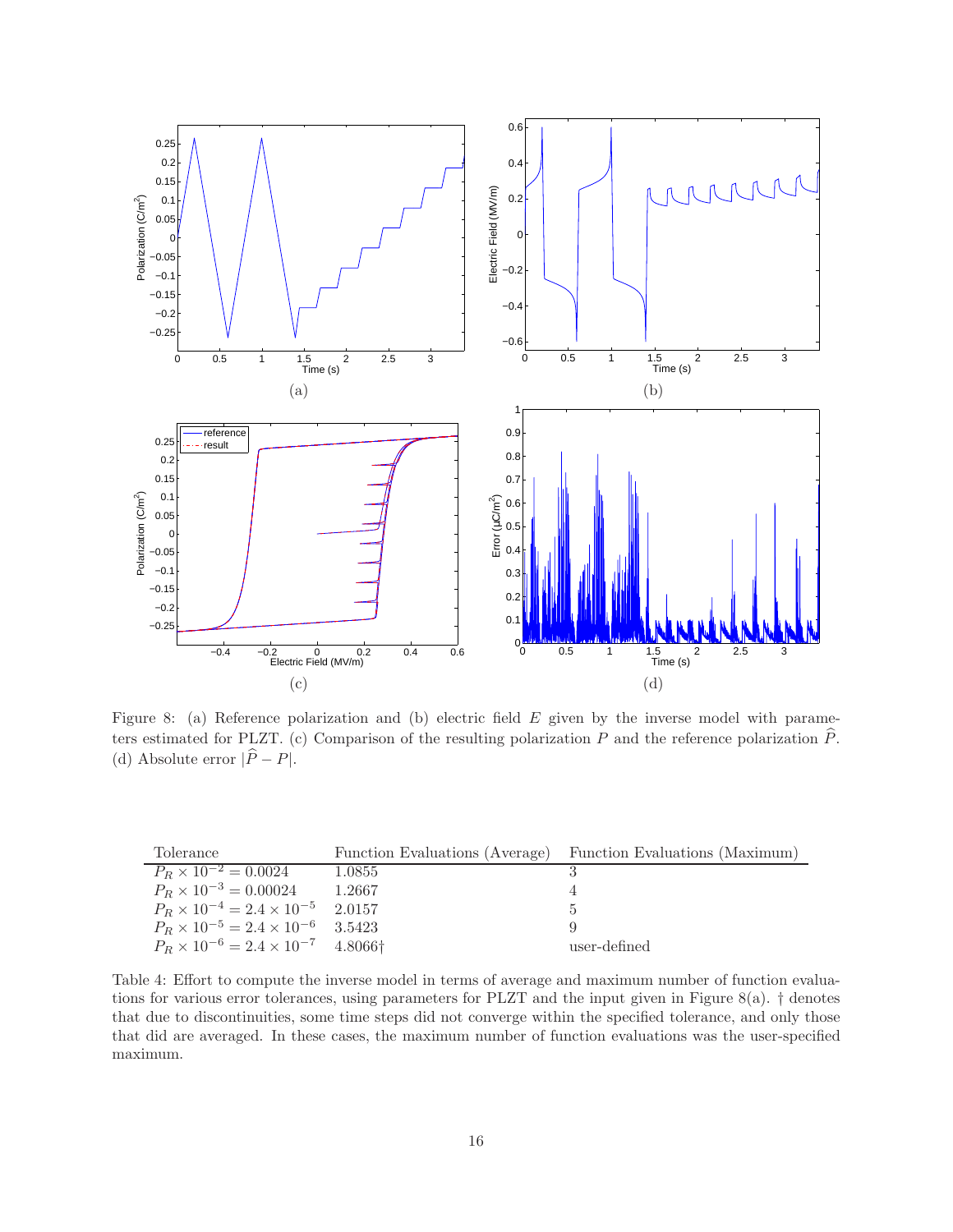Figure 8: (a) Reference polarization and (b) electric field $E$ given by the inverse model with parameters estimated for PLZT. (c) Comparison of the resulting polarization $P$ and the reference polarization $\widehat{P}$. (d) Absolute error $|\widehat{P} - P|$.

| Tolerance | Function Evaluations (Average) | Function Evaluations (Maximum) |
|---|---|---|
| $P_R \times 10^{-2} = 0.0024$ | 1.0855 | 3 |
| $P_R \times 10^{-3} = 0.00024$ | 1.2667 | 4 |
| $P_R \times 10^{-4} = 2.4 \times 10^{-5}$ | 2.0157 | 5 |
| $P_R \times 10^{-5} = 2.4 \times 10^{-6}$ | 3.5423 | 9 |
| $P_R \times 10^{-6} = 2.4 \times 10^{-7}$ | 4.8066† | user-defined |

Table 4: Effort to compute the inverse model in terms of average and maximum number of function evaluations for various error tolerances, using parameters for PLZT and the input given in Figure 8(a). † denotes that due to discontinuities, some time steps did not converge within the specified tolerance, and only those that did are averaged. In these cases, the maximum number of function evaluations was the user-specified maximum.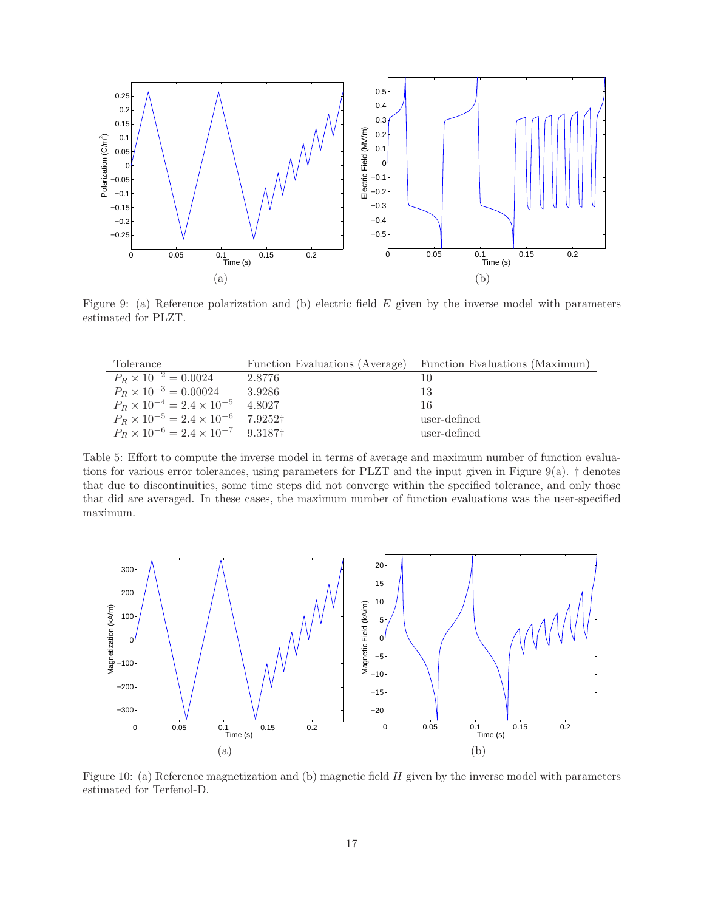Figure 9: (a) Reference polarization and (b) electric field $E$ given by the inverse model with parameters estimated for PLZT.

| Tolerance | Function Evaluations (Average) | Function Evaluations (Maximum) |
|---|---|---|
| $P_R \times 10^{-2} = 0.0024$ | 2.8776 | 10 |
| $P_R \times 10^{-3} = 0.00024$ | 3.9286 | 13 |
| $P_R \times 10^{-4} = 2.4 \times 10^{-5}$ | 4.8027 | 16 |
| $P_R \times 10^{-5} = 2.4 \times 10^{-6}$ | 7.9252† | user-defined |
| $P_R \times 10^{-6} = 2.4 \times 10^{-7}$ | 9.3187† | user-defined |

Table 5: Effort to compute the inverse model in terms of average and maximum number of function evaluations for various error tolerances, using parameters for PLZT and the input given in Figure 9(a). † denotes that due to discontinuities, some time steps did not converge within the specified tolerance, and only those that did are averaged. In these cases, the maximum number of function evaluations was the user-specified maximum.

Figure 10: (a) Reference magnetization and (b) magnetic field $H$ given by the inverse model with parameters estimated for Terfenol-D.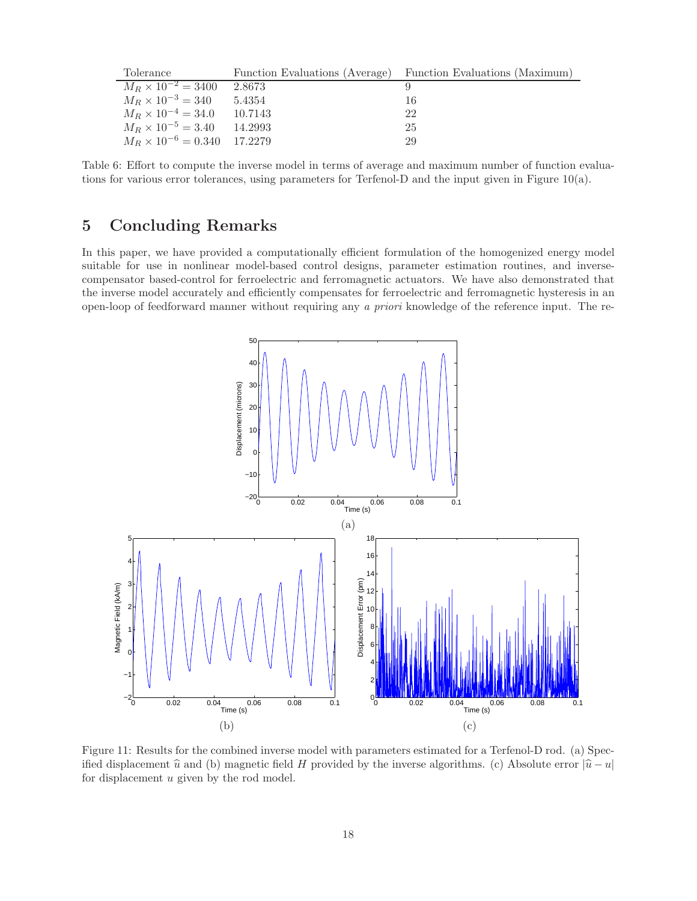| Tolerance | Function Evaluations (Average) | Function Evaluations (Maximum) |
|---|---|---|
| $M_R \times 10^{-2} = 3400$ | 2.8673 | 9 |
| $M_R \times 10^{-3} = 340$ | 5.4354 | 16 |
| $M_R \times 10^{-4} = 34.0$ | 10.7143 | 22 |
| $M_R \times 10^{-5} = 3.40$ | 14.2993 | 25 |
| $M_R \times 10^{-6} = 0.340$ | 17.2279 | 29 |

Table 6: Effort to compute the inverse model in terms of average and maximum number of function evaluations for various error tolerances, using parameters for Terfenol-D and the input given in Figure 10(a).

# 5 Concluding Remarks

In this paper, we have provided a computationally efficient formulation of the homogenized energy model suitable for use in nonlinear model-based control designs, parameter estimation routines, and inverse-compensator based-control for ferroelectric and ferromagnetic actuators. We have also demonstrated that the inverse model accurately and efficiently compensates for ferroelectric and ferromagnetic hysteresis in an open-loop of feedforward manner without requiring any *a priori* knowledge of the reference input. The re-

(a)

(b)

(c)

Figure 11: Results for the combined inverse model with parameters estimated for a Terfenol-D rod. (a) Specified displacement $\widehat{u}$ and (b) magnetic field $H$ provided by the inverse algorithms. (c) Absolute error $|\widehat{u} - u|$ for displacement $u$ given by the rod model.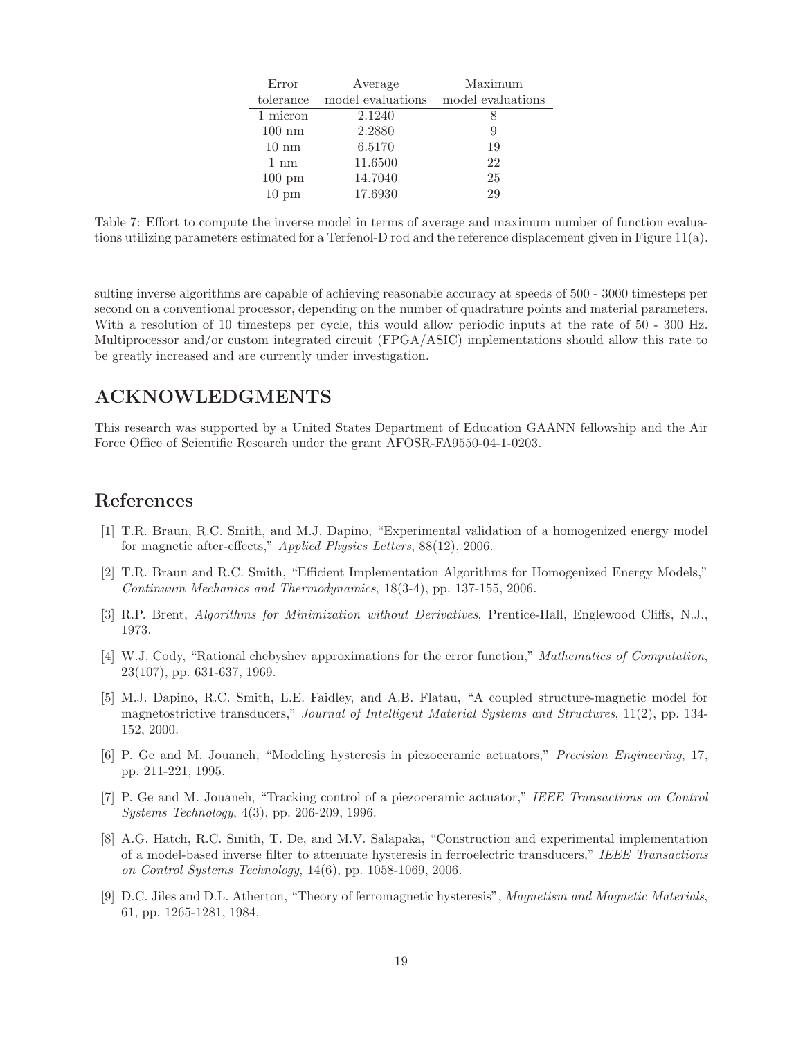| Error tolerance | Average model evaluations | Maximum model evaluations |
|---|---|---|
| 1 micron | 2.1240 | 8 |
| 100 nm | 2.2880 | 9 |
| 10 nm | 6.5170 | 19 |
| 1 nm | 11.6500 | 22 |
| 100 pm | 14.7040 | 25 |
| 10 pm | 17.6930 | 29 |

Table 7: Effort to compute the inverse model in terms of average and maximum number of function evaluations utilizing parameters estimated for a Terfenol-D rod and the reference displacement given in Figure 11(a).

sulting inverse algorithms are capable of achieving reasonable accuracy at speeds of 500 - 3000 timesteps per second on a conventional processor, depending on the number of quadrature points and material parameters. With a resolution of 10 timesteps per cycle, this would allow periodic inputs at the rate of 50 - 300 Hz. Multiprocessor and/or custom integrated circuit (FPGA/ASIC) implementations should allow this rate to be greatly increased and are currently under investigation.

# ACKNOWLEDGMENTS

This research was supported by a United States Department of Education GAANN fellowship and the Air Force Office of Scientific Research under the grant AFOSR-FA9550-04-1-0203.

## References

[1] T.R. Braun, R.C. Smith, and M.J. Dapino, "Experimental validation of a homogenized energy model for magnetic after-effects," *Applied Physics Letters*, 88(12), 2006.

[2] T.R. Braun and R.C. Smith, "Efficient Implementation Algorithms for Homogenized Energy Models," *Continuum Mechanics and Thermodynamics*, 18(3-4), pp. 137-155, 2006.

[3] R.P. Brent, *Algorithms for Minimization without Derivatives*, Prentice-Hall, Englewood Cliffs, N.J., 1973.

[4] W.J. Cody, "Rational chebyshev approximations for the error function," *Mathematics of Computation*, 23(107), pp. 631-637, 1969.

[5] M.J. Dapino, R.C. Smith, L.E. Faidley, and A.B. Flatau, "A coupled structure-magnetic model for magnetostrictive transducers," *Journal of Intelligent Material Systems and Structures*, 11(2), pp. 134-152, 2000.

[6] P. Ge and M. Jouaneh, "Modeling hysteresis in piezoceramic actuators," *Precision Engineering*, 17, pp. 211-221, 1995.

[7] P. Ge and M. Jouaneh, "Tracking control of a piezoceramic actuator," *IEEE Transactions on Control Systems Technology*, 4(3), pp. 206-209, 1996.

[8] A.G. Hatch, R.C. Smith, T. De, and M.V. Salapaka, "Construction and experimental implementation of a model-based inverse filter to attenuate hysteresis in ferroelectric transducers," *IEEE Transactions on Control Systems Technology*, 14(6), pp. 1058-1069, 2006.

[9] D.C. Jiles and D.L. Atherton, "Theory of ferromagnetic hysteresis", *Magnetism and Magnetic Materials*, 61, pp. 1265-1281, 1984.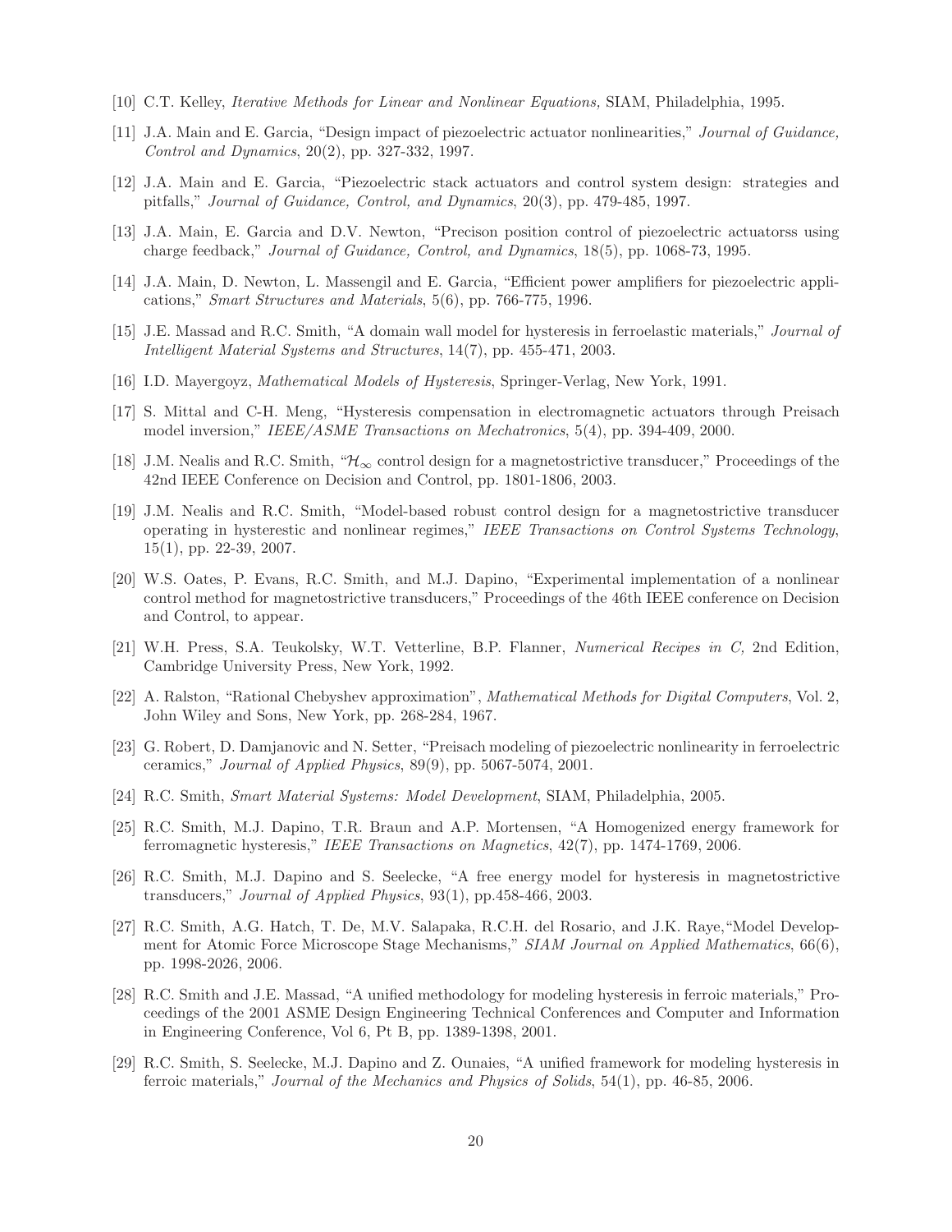[10] C.T. Kelley, *Iterative Methods for Linear and Nonlinear Equations,* SIAM, Philadelphia, 1995.

[11] J.A. Main and E. Garcia, "Design impact of piezoelectric actuator nonlinearities," *Journal of Guidance, Control and Dynamics*, 20(2), pp. 327-332, 1997.

[12] J.A. Main and E. Garcia, "Piezoelectric stack actuators and control system design: strategies and pitfalls," *Journal of Guidance, Control, and Dynamics*, 20(3), pp. 479-485, 1997.

[13] J.A. Main, E. Garcia and D.V. Newton, "Precison position control of piezoelectric actuatorss using charge feedback," *Journal of Guidance, Control, and Dynamics*, 18(5), pp. 1068-73, 1995.

[14] J.A. Main, D. Newton, L. Massengil and E. Garcia, "Efficient power amplifiers for piezoelectric applications," *Smart Structures and Materials*, 5(6), pp. 766-775, 1996.

[15] J.E. Massad and R.C. Smith, "A domain wall model for hysteresis in ferroelastic materials," *Journal of Intelligent Material Systems and Structures*, 14(7), pp. 455-471, 2003.

[16] I.D. Mayergoyz, *Mathematical Models of Hysteresis*, Springer-Verlag, New York, 1991.

[17] S. Mittal and C-H. Meng, "Hysteresis compensation in electromagnetic actuators through Preisach model inversion," *IEEE/ASME Transactions on Mechatronics*, 5(4), pp. 394-409, 2000.

[18] J.M. Nealis and R.C. Smith, "$\mathcal{H}_\infty$ control design for a magnetostrictive transducer," Proceedings of the 42nd IEEE Conference on Decision and Control, pp. 1801-1806, 2003.

[19] J.M. Nealis and R.C. Smith, "Model-based robust control design for a magnetostrictive transducer operating in hysterestic and nonlinear regimes," *IEEE Transactions on Control Systems Technology*, 15(1), pp. 22-39, 2007.

[20] W.S. Oates, P. Evans, R.C. Smith, and M.J. Dapino, "Experimental implementation of a nonlinear control method for magnetostrictive transducers," Proceedings of the 46th IEEE conference on Decision and Control, to appear.

[21] W.H. Press, S.A. Teukolsky, W.T. Vetterline, B.P. Flanner, *Numerical Recipes in C,* 2nd Edition, Cambridge University Press, New York, 1992.

[22] A. Ralston, "Rational Chebyshev approximation", *Mathematical Methods for Digital Computers*, Vol. 2, John Wiley and Sons, New York, pp. 268-284, 1967.

[23] G. Robert, D. Damjanovic and N. Setter, "Preisach modeling of piezoelectric nonlinearity in ferroelectric ceramics," *Journal of Applied Physics*, 89(9), pp. 5067-5074, 2001.

[24] R.C. Smith, *Smart Material Systems: Model Development*, SIAM, Philadelphia, 2005.

[25] R.C. Smith, M.J. Dapino, T.R. Braun and A.P. Mortensen, "A Homogenized energy framework for ferromagnetic hysteresis," *IEEE Transactions on Magnetics*, 42(7), pp. 1474-1769, 2006.

[26] R.C. Smith, M.J. Dapino and S. Seelecke, "A free energy model for hysteresis in magnetostrictive transducers," *Journal of Applied Physics*, 93(1), pp.458-466, 2003.

[27] R.C. Smith, A.G. Hatch, T. De, M.V. Salapaka, R.C.H. del Rosario, and J.K. Raye,"Model Development for Atomic Force Microscope Stage Mechanisms," *SIAM Journal on Applied Mathematics*, 66(6), pp. 1998-2026, 2006.

[28] R.C. Smith and J.E. Massad, "A unified methodology for modeling hysteresis in ferroic materials," Proceedings of the 2001 ASME Design Engineering Technical Conferences and Computer and Information in Engineering Conference, Vol 6, Pt B, pp. 1389-1398, 2001.

[29] R.C. Smith, S. Seelecke, M.J. Dapino and Z. Ounaies, "A unified framework for modeling hysteresis in ferroic materials," *Journal of the Mechanics and Physics of Solids*, 54(1), pp. 46-85, 2006.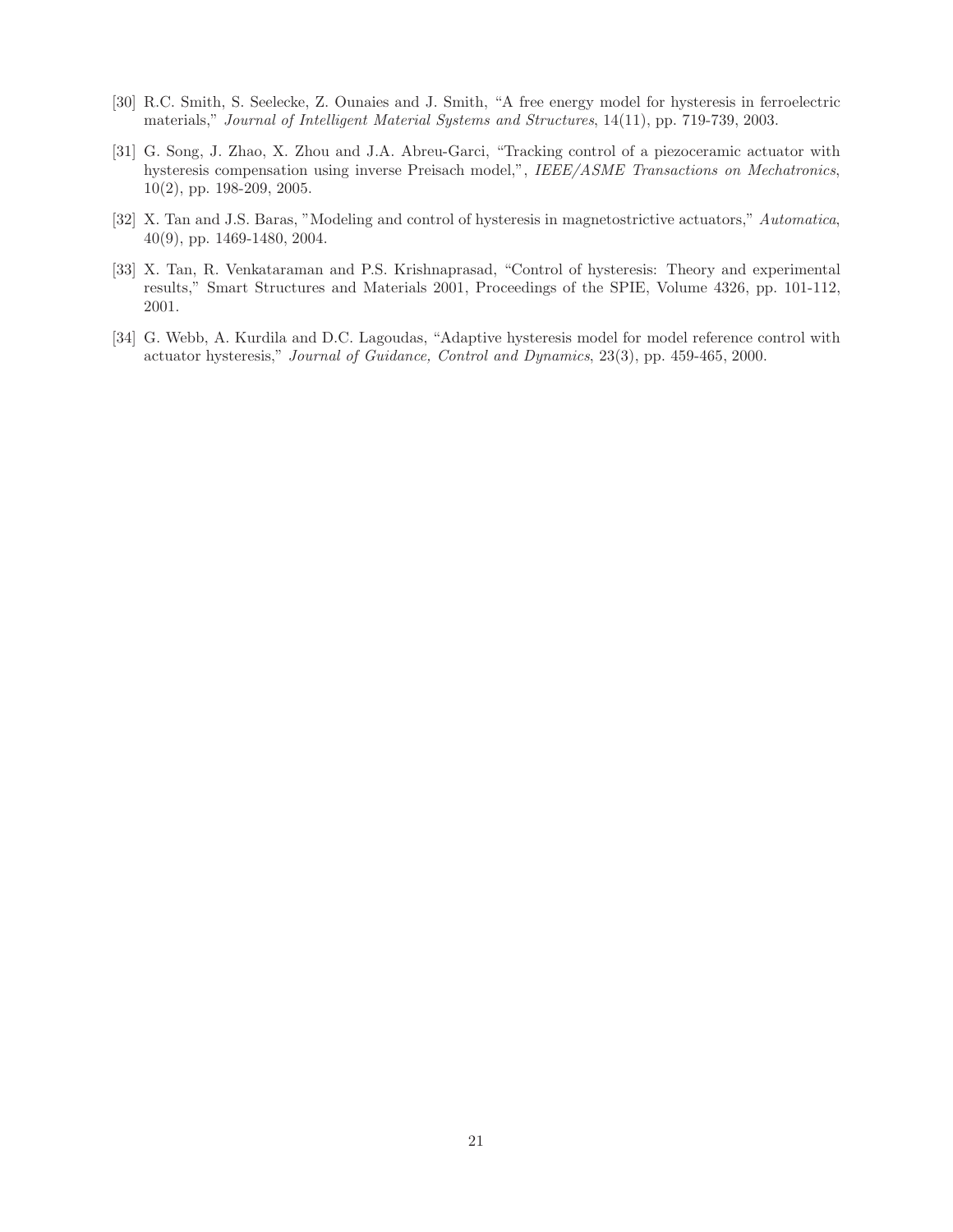[30] R.C. Smith, S. Seelecke, Z. Ounaies and J. Smith, "A free energy model for hysteresis in ferroelectric materials," *Journal of Intelligent Material Systems and Structures*, 14(11), pp. 719-739, 2003.

[31] G. Song, J. Zhao, X. Zhou and J.A. Abreu-Garci, "Tracking control of a piezoceramic actuator with hysteresis compensation using inverse Preisach model,", *IEEE/ASME Transactions on Mechatronics*, 10(2), pp. 198-209, 2005.

[32] X. Tan and J.S. Baras, "Modeling and control of hysteresis in magnetostrictive actuators," *Automatica*, 40(9), pp. 1469-1480, 2004.

[33] X. Tan, R. Venkataraman and P.S. Krishnaprasad, "Control of hysteresis: Theory and experimental results," Smart Structures and Materials 2001, Proceedings of the SPIE, Volume 4326, pp. 101-112, 2001.

[34] G. Webb, A. Kurdila and D.C. Lagoudas, "Adaptive hysteresis model for model reference control with actuator hysteresis," *Journal of Guidance, Control and Dynamics*, 23(3), pp. 459-465, 2000.